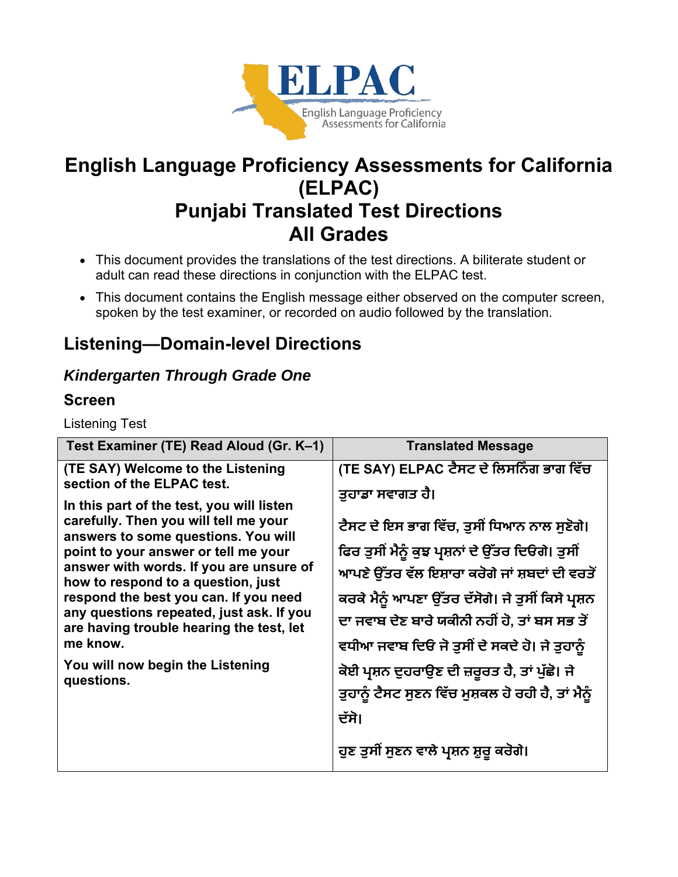# English Language Proficiency Assessments for California (ELPAC)
# Punjabi Translated Test Directions
# All Grades

- This document provides the translations of the test directions. A biliterate student or adult can read these directions in conjunction with the ELPAC test.
- This document contains the English message either observed on the computer screen, spoken by the test examiner, or recorded on audio followed by the translation.

## Listening—Domain-level Directions

### *Kindergarten Through Grade One*

### Screen

Listening Test

| Test Examiner (TE) Read Aloud (Gr. K–1) | Translated Message |
|---|---|
| **(TE SAY) Welcome to the Listening section of the ELPAC test.**<br><br>**In this part of the test, you will listen carefully. Then you will tell me your answers to some questions. You will point to your answer or tell me your answer with words. If you are unsure of how to respond to a question, just respond the best you can. If you need any questions repeated, just ask. If you are having trouble hearing the test, let me know.**<br><br>**You will now begin the Listening questions.** | **(TE SAY) ELPAC ਟੈਸਟ ਦੇ ਲਿਸਨਿੰਗ ਭਾਗ ਵਿੱਚ ਤੁਹਾਡਾ ਸਵਾਗਤ ਹੈ।**<br><br>**ਟੈਸਟ ਦੇ ਇਸ ਭਾਗ ਵਿੱਚ, ਤੁਸੀਂ ਧਿਆਨ ਨਾਲ ਸੁਣੋਗੇ। ਫਿਰ ਤੁਸੀਂ ਮੈਨੂੰ ਕੁਝ ਪ੍ਰਸ਼ਨਾਂ ਦੇ ਉੱਤਰ ਦਿਓਗੇ। ਤੁਸੀਂ ਆਪਣੇ ਉੱਤਰ ਵੱਲ ਇਸ਼ਾਰਾ ਕਰੋਗੇ ਜਾਂ ਸ਼ਬਦਾਂ ਦੀ ਵਰਤੋਂ ਕਰਕੇ ਮੈਨੂੰ ਆਪਣਾ ਉੱਤਰ ਦੱਸੋਗੇ। ਜੇ ਤੁਸੀਂ ਕਿਸੇ ਪ੍ਰਸ਼ਨ ਦਾ ਜਵਾਬ ਦੇਣ ਬਾਰੇ ਯਕੀਨੀ ਨਹੀਂ ਹੋ, ਤਾਂ ਬਸ ਸਭ ਤੋਂ ਵਧੀਆ ਜਵਾਬ ਦਿਓ ਜੋ ਤੁਸੀਂ ਦੇ ਸਕਦੇ ਹੋ। ਜੇ ਤੁਹਾਨੂੰ ਕੋਈ ਪ੍ਰਸ਼ਨ ਦੁਹਰਾਉਣ ਦੀ ਜ਼ਰੂਰਤ ਹੈ, ਤਾਂ ਪੁੱਛੋ। ਜੇ ਤੁਹਾਨੂੰ ਟੈਸਟ ਸੁਣਨ ਵਿੱਚ ਮੁਸ਼ਕਲ ਹੋ ਰਹੀ ਹੈ, ਤਾਂ ਮੈਨੂੰ ਦੱਸੋ।**<br><br>**ਹੁਣ ਤੁਸੀਂ ਸੁਣਨ ਵਾਲੇ ਪ੍ਰਸ਼ਨ ਸ਼ੁਰੂ ਕਰੋਗੇ।** |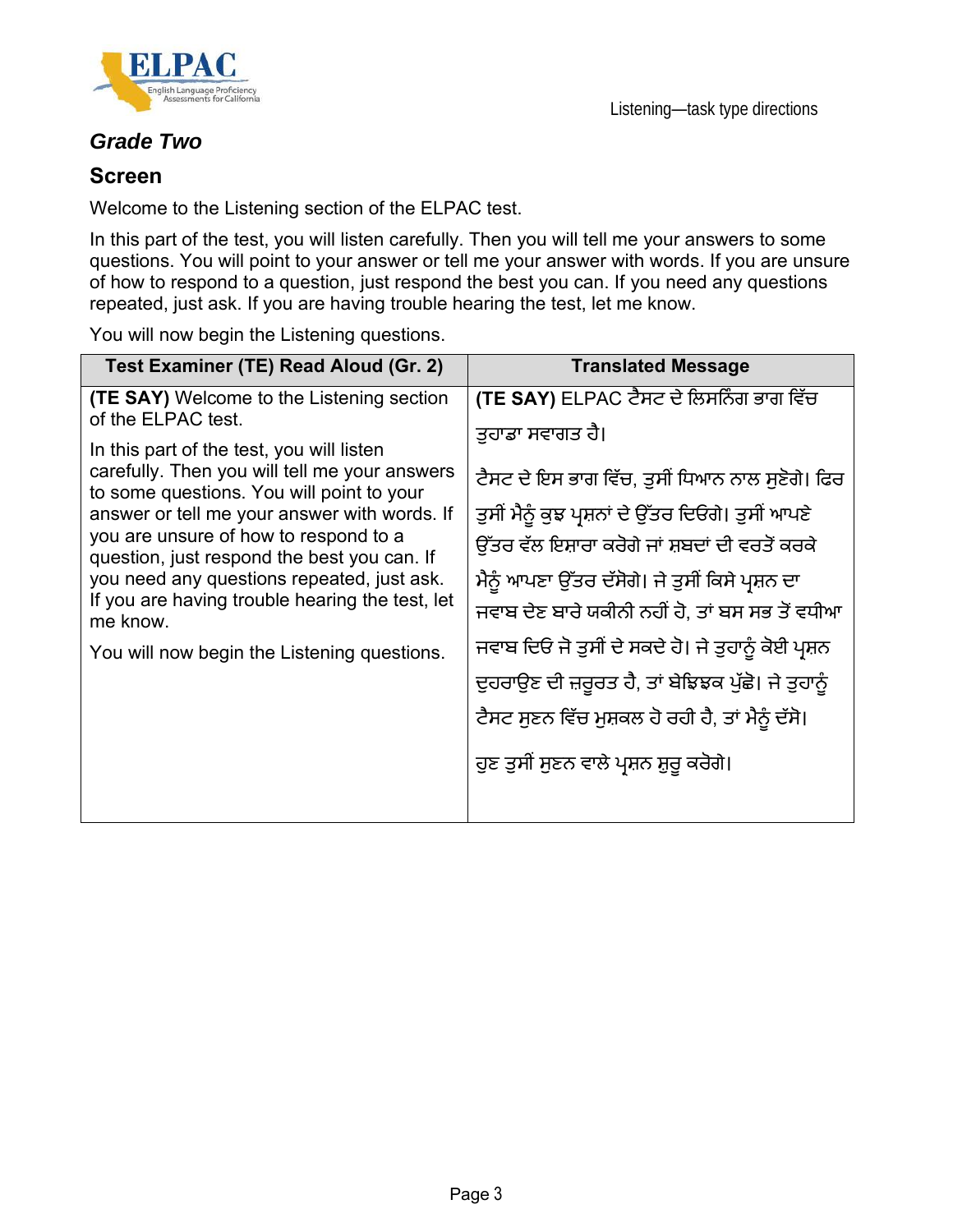### *Grade Two*

### Screen

Welcome to the Listening section of the ELPAC test.

In this part of the test, you will listen carefully. Then you will tell me your answers to some questions. You will point to your answer or tell me your answer with words. If you are unsure of how to respond to a question, just respond the best you can. If you need any questions repeated, just ask. If you are having trouble hearing the test, let me know.

You will now begin the Listening questions.

| Test Examiner (TE) Read Aloud (Gr. 2) | Translated Message |
|---|---|
| **(TE SAY)** Welcome to the Listening section of the ELPAC test.<br><br>In this part of the test, you will listen carefully. Then you will tell me your answers to some questions. You will point to your answer or tell me your answer with words. If you are unsure of how to respond to a question, just respond the best you can. If you need any questions repeated, just ask. If you are having trouble hearing the test, let me know.<br><br>You will now begin the Listening questions. | **(TE SAY)** ELPAC ਟੈਸਟ ਦੇ ਲਿਸਨਿੰਗ ਭਾਗ ਵਿੱਚ ਤੁਹਾਡਾ ਸਵਾਗਤ ਹੈ।<br><br>ਟੈਸਟ ਦੇ ਇਸ ਭਾਗ ਵਿੱਚ, ਤੁਸੀਂ ਧਿਆਨ ਨਾਲ ਸੁਣੋਗੇ। ਫਿਰ ਤੁਸੀਂ ਮੈਨੂੰ ਕੁਝ ਪ੍ਰਸ਼ਨਾਂ ਦੇ ਉੱਤਰ ਦਿਓਗੇ। ਤੁਸੀਂ ਆਪਣੇ ਉੱਤਰ ਵੱਲ ਇਸ਼ਾਰਾ ਕਰੋਗੇ ਜਾਂ ਸ਼ਬਦਾਂ ਦੀ ਵਰਤੋਂ ਕਰਕੇ ਮੈਨੂੰ ਆਪਣਾ ਉੱਤਰ ਦੱਸੋਗੇ। ਜੇ ਤੁਸੀਂ ਕਿਸੇ ਪ੍ਰਸ਼ਨ ਦਾ ਜਵਾਬ ਦੇਣ ਬਾਰੇ ਯਕੀਨੀ ਨਹੀਂ ਹੋ, ਤਾਂ ਬਸ ਸਭ ਤੋਂ ਵਧੀਆ ਜਵਾਬ ਦਿਓ ਜੋ ਤੁਸੀਂ ਦੇ ਸਕਦੇ ਹੋ। ਜੇ ਤੁਹਾਨੂੰ ਕੋਈ ਪ੍ਰਸ਼ਨ ਦੁਹਰਾਉਣ ਦੀ ਜ਼ਰੂਰਤ ਹੈ, ਤਾਂ ਬੇਝਿਝਕ ਪੁੱਛੋ। ਜੇ ਤੁਹਾਨੂੰ ਟੈਸਟ ਸੁਣਨ ਵਿੱਚ ਮੁਸ਼ਕਲ ਹੋ ਰਹੀ ਹੈ, ਤਾਂ ਮੈਨੂੰ ਦੱਸੋ।<br><br>ਹੁਣ ਤੁਸੀਂ ਸੁਣਨ ਵਾਲੇ ਪ੍ਰਸ਼ਨ ਸ਼ੁਰੂ ਕਰੋਗੇ। |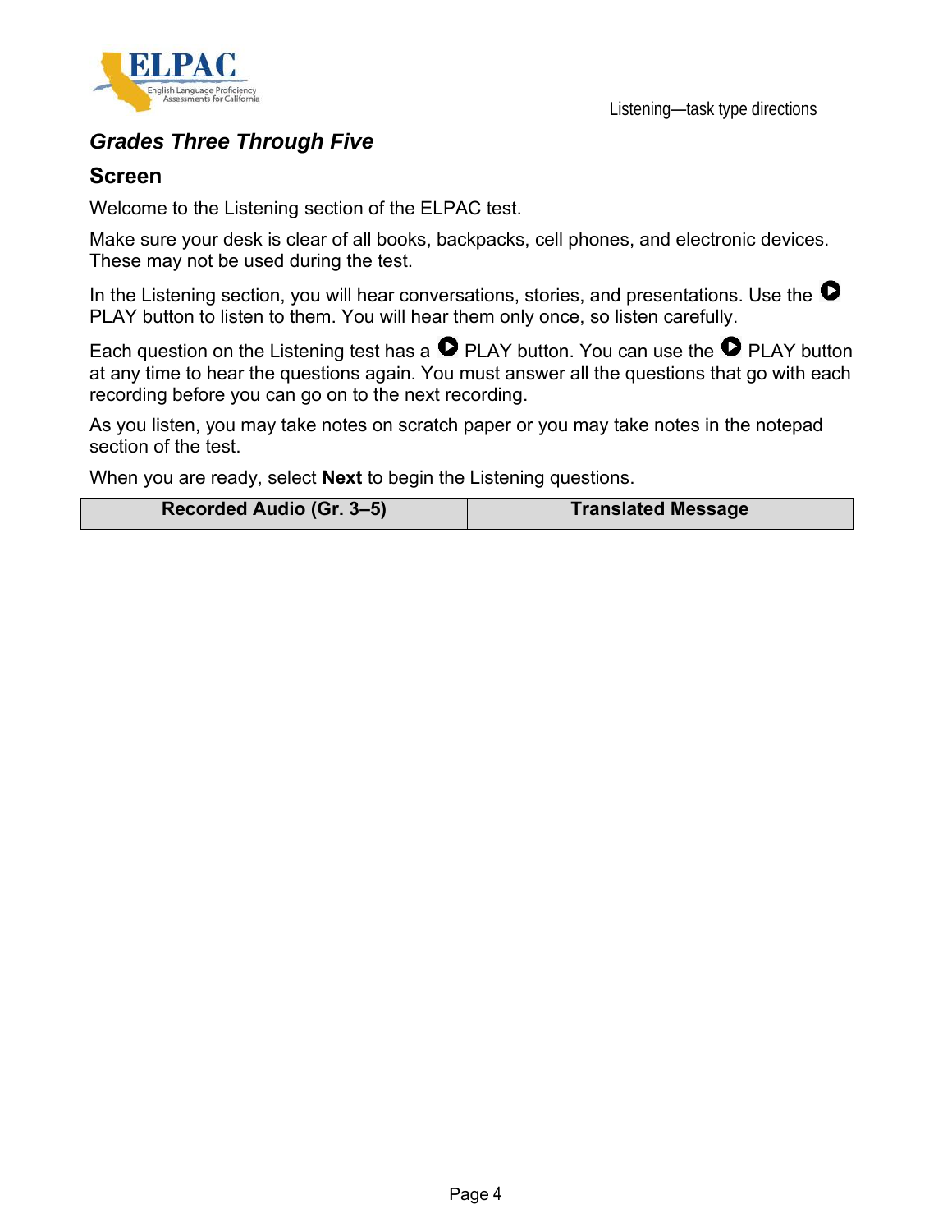## *Grades Three Through Five*

### Screen

Welcome to the Listening section of the ELPAC test.

Make sure your desk is clear of all books, backpacks, cell phones, and electronic devices. These may not be used during the test.

In the Listening section, you will hear conversations, stories, and presentations. Use the PLAY button to listen to them. You will hear them only once, so listen carefully.

Each question on the Listening test has a PLAY button. You can use the PLAY button at any time to hear the questions again. You must answer all the questions that go with each recording before you can go on to the next recording.

As you listen, you may take notes on scratch paper or you may take notes in the notepad section of the test.

When you are ready, select **Next** to begin the Listening questions.

| Recorded Audio (Gr. 3–5) | Translated Message |
|---|---|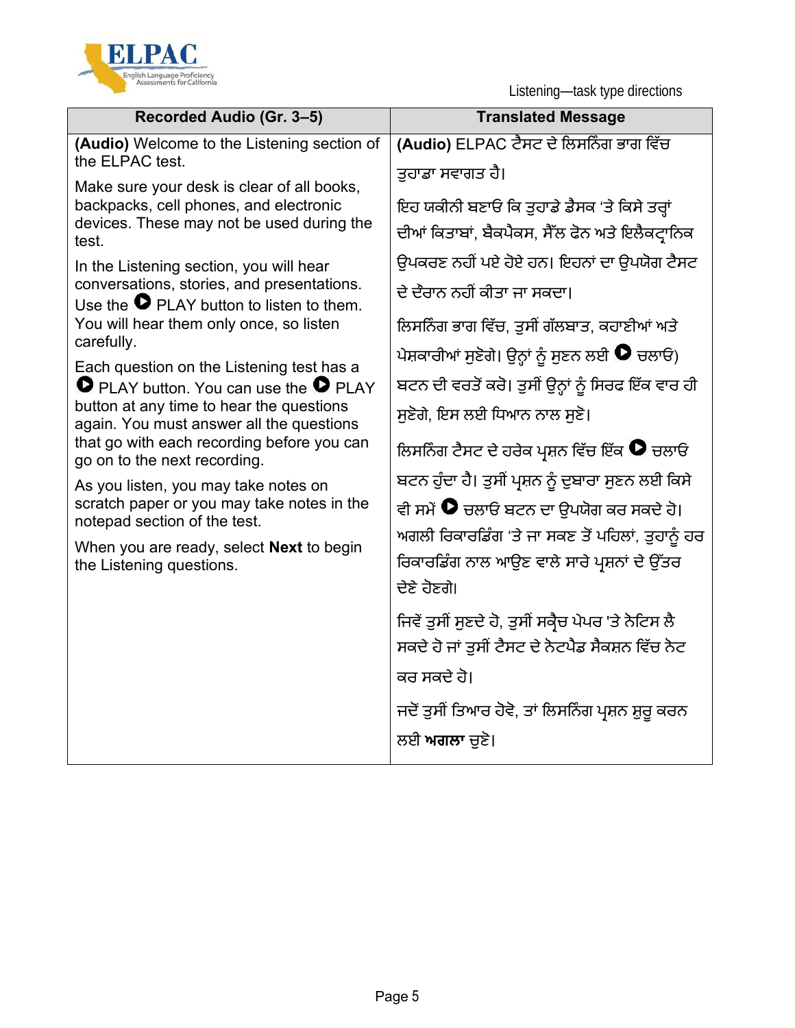Listening—task type directions

| Recorded Audio (Gr. 3–5) | Translated Message |
|---|---|
| **(Audio)** Welcome to the Listening section of the ELPAC test.<br><br>Make sure your desk is clear of all books, backpacks, cell phones, and electronic devices. These may not be used during the test.<br><br>In the Listening section, you will hear conversations, stories, and presentations. Use the ▶ PLAY button to listen to them. You will hear them only once, so listen carefully.<br><br>Each question on the Listening test has a ▶ PLAY button. You can use the ▶ PLAY button at any time to hear the questions again. You must answer all the questions that go with each recording before you can go on to the next recording.<br><br>As you listen, you may take notes on scratch paper or you may take notes in the notepad section of the test.<br><br>When you are ready, select **Next** to begin the Listening questions. | **(Audio)** ELPAC ਟੈਸਟ ਦੇ ਲਿਸਨਿੰਗ ਭਾਗ ਵਿੱਚ ਤੁਹਾਡਾ ਸਵਾਗਤ ਹੈ।<br><br>ਇਹ ਯਕੀਨੀ ਬਣਾਓ ਕਿ ਤੁਹਾਡੇ ਡੈਸਕ 'ਤੇ ਕਿਸੇ ਤਰ੍ਹਾਂ ਦੀਆਂ ਕਿਤਾਬਾਂ, ਬੈਕਪੈਕਸ, ਸੈੱਲ ਫੋਨ ਅਤੇ ਇਲੈਕਟ੍ਰਾਨਿਕ ਉਪਕਰਣ ਨਹੀਂ ਪਏ ਹੋਏ ਹਨ। ਇਹਨਾਂ ਦਾ ਉਪਯੋਗ ਟੈਸਟ ਦੇ ਦੌਰਾਨ ਨਹੀਂ ਕੀਤਾ ਜਾ ਸਕਦਾ।<br><br>ਲਿਸਨਿੰਗ ਭਾਗ ਵਿੱਚ, ਤੁਸੀਂ ਗੱਲਬਾਤ, ਕਹਾਣੀਆਂ ਅਤੇ ਪੇਸ਼ਕਾਰੀਆਂ ਸੁਣੋਗੇ। ਉਨ੍ਹਾਂ ਨੂੰ ਸੁਣਨ ਲਈ ▶ ਚਲਾਓ) ਬਟਨ ਦੀ ਵਰਤੋਂ ਕਰੋ। ਤੁਸੀਂ ਉਨ੍ਹਾਂ ਨੂੰ ਸਿਰਫ ਇੱਕ ਵਾਰ ਹੀ ਸੁਣੋਗੇ, ਇਸ ਲਈ ਧਿਆਨ ਨਾਲ ਸੁਣੋ।<br><br>ਲਿਸਨਿੰਗ ਟੈਸਟ ਦੇ ਹਰੇਕ ਪ੍ਰਸ਼ਨ ਵਿੱਚ ਇੱਕ ▶ ਚਲਾਓ ਬਟਨ ਹੁੰਦਾ ਹੈ। ਤੁਸੀਂ ਪ੍ਰਸ਼ਨ ਨੂੰ ਦੁਬਾਰਾ ਸੁਣਨ ਲਈ ਕਿਸੇ ਵੀ ਸਮੇਂ ▶ ਚਲਾਓ ਬਟਨ ਦਾ ਉਪਯੋਗ ਕਰ ਸਕਦੇ ਹੋ। ਅਗਲੀ ਰਿਕਾਰਡਿੰਗ 'ਤੇ ਜਾ ਸਕਣ ਤੋਂ ਪਹਿਲਾਂ, ਤੁਹਾਨੂੰ ਹਰ ਰਿਕਾਰਡਿੰਗ ਨਾਲ ਆਉਣ ਵਾਲੇ ਸਾਰੇ ਪ੍ਰਸ਼ਨਾਂ ਦੇ ਉੱਤਰ ਦੇਣੇ ਹੋਣਗੇ।<br><br>ਜਿਵੇਂ ਤੁਸੀਂ ਸੁਣਦੇ ਹੋ, ਤੁਸੀਂ ਸਕ੍ਰੈਚ ਪੇਪਰ 'ਤੇ ਨੋਟਿਸ ਲੈ ਸਕਦੇ ਹੋ ਜਾਂ ਤੁਸੀਂ ਟੈਸਟ ਦੇ ਨੋਟਪੈਡ ਸੈਕਸ਼ਨ ਵਿੱਚ ਨੋਟ ਕਰ ਸਕਦੇ ਹੋ।<br><br>ਜਦੋਂ ਤੁਸੀਂ ਤਿਆਰ ਹੋਵੋ, ਤਾਂ ਲਿਸਨਿੰਗ ਪ੍ਰਸ਼ਨ ਸ਼ੁਰੂ ਕਰਨ ਲਈ **ਅਗਲਾ** ਚੁਣੋ। |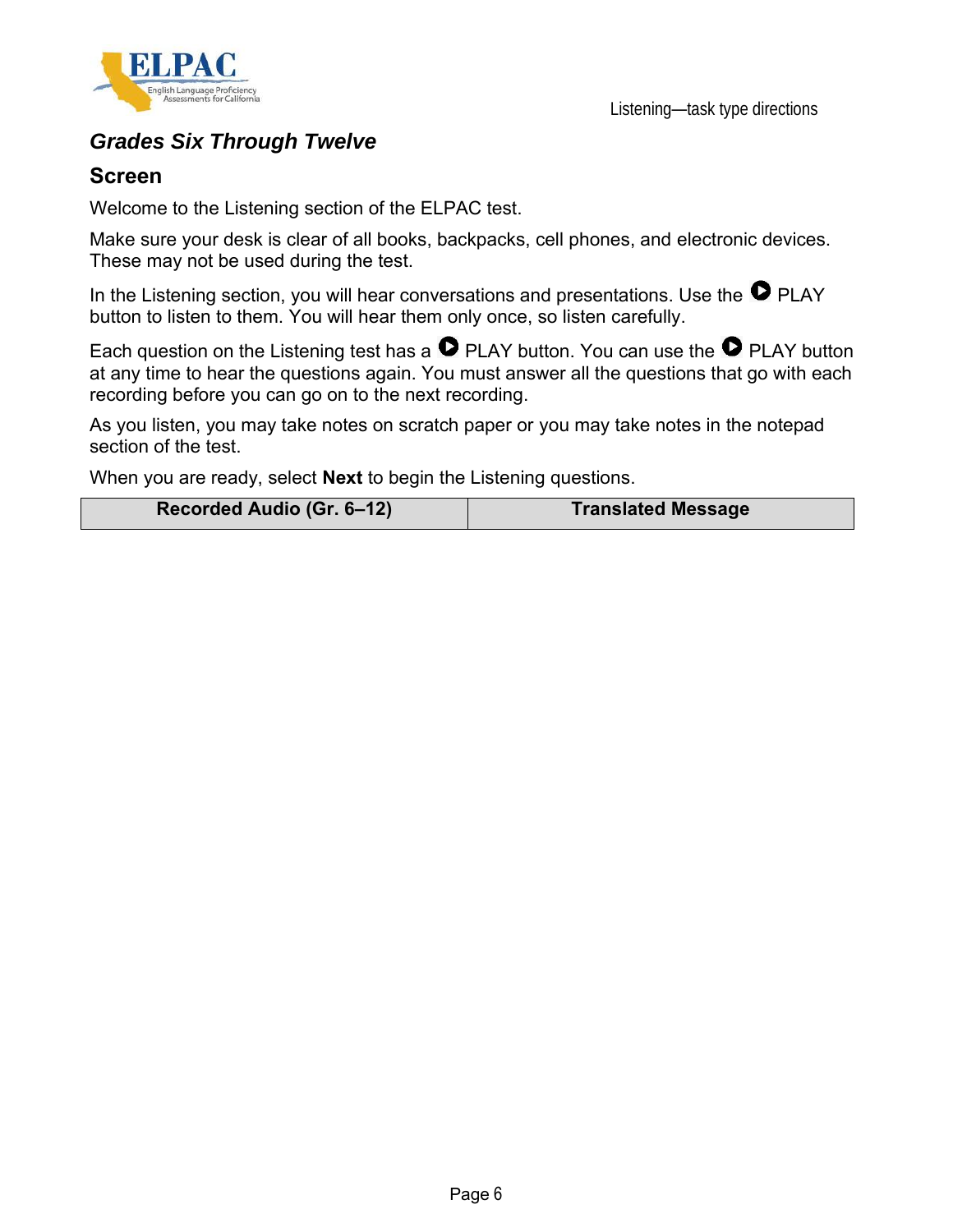## *Grades Six Through Twelve*

### Screen

Welcome to the Listening section of the ELPAC test.

Make sure your desk is clear of all books, backpacks, cell phones, and electronic devices. These may not be used during the test.

In the Listening section, you will hear conversations and presentations. Use the PLAY button to listen to them. You will hear them only once, so listen carefully.

Each question on the Listening test has a PLAY button. You can use the PLAY button at any time to hear the questions again. You must answer all the questions that go with each recording before you can go on to the next recording.

As you listen, you may take notes on scratch paper or you may take notes in the notepad section of the test.

When you are ready, select **Next** to begin the Listening questions.

| Recorded Audio (Gr. 6–12) | Translated Message |
|---|---|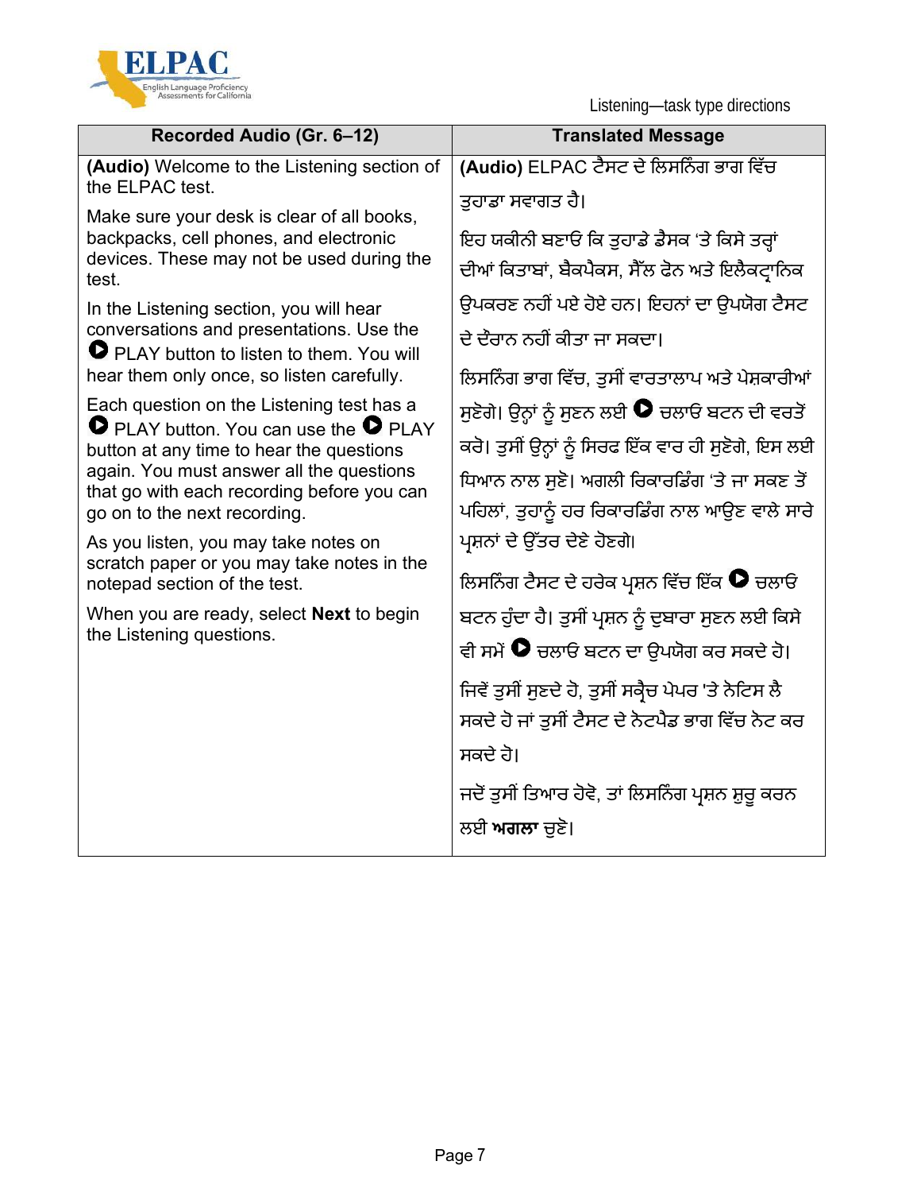Listening—task type directions

| Recorded Audio (Gr. 6–12) | Translated Message |
|---|---|
| **(Audio)** Welcome to the Listening section of the ELPAC test.<br><br>Make sure your desk is clear of all books, backpacks, cell phones, and electronic devices. These may not be used during the test.<br><br>In the Listening section, you will hear conversations and presentations. Use the ▶ PLAY button to listen to them. You will hear them only once, so listen carefully.<br><br>Each question on the Listening test has a ▶ PLAY button. You can use the ▶ PLAY button at any time to hear the questions again. You must answer all the questions that go with each recording before you can go on to the next recording.<br><br>As you listen, you may take notes on scratch paper or you may take notes in the notepad section of the test.<br><br>When you are ready, select **Next** to begin the Listening questions. | **(Audio)** ELPAC ਟੈਸਟ ਦੇ ਲਿਸਨਿੰਗ ਭਾਗ ਵਿੱਚ ਤੁਹਾਡਾ ਸਵਾਗਤ ਹੈ।<br><br>ਇਹ ਯਕੀਨੀ ਬਣਾਓ ਕਿ ਤੁਹਾਡੇ ਡੈਸਕ 'ਤੇ ਕਿਸੇ ਤਰ੍ਹਾਂ ਦੀਆਂ ਕਿਤਾਬਾਂ, ਬੈਕਪੈਕਸ, ਸੈੱਲ ਫੋਨ ਅਤੇ ਇਲੈਕਟ੍ਰਾਨਿਕ ਉਪਕਰਣ ਨਹੀਂ ਪਏ ਹੋਏ ਹਨ। ਇਹਨਾਂ ਦਾ ਉਪਯੋਗ ਟੈਸਟ ਦੇ ਦੌਰਾਨ ਨਹੀਂ ਕੀਤਾ ਜਾ ਸਕਦਾ।<br><br>ਲਿਸਨਿੰਗ ਭਾਗ ਵਿੱਚ, ਤੁਸੀਂ ਵਾਰਤਾਲਾਪ ਅਤੇ ਪੇਸ਼ਕਾਰੀਆਂ ਸੁਣੋਗੇ। ਉਨ੍ਹਾਂ ਨੂੰ ਸੁਣਨ ਲਈ ▶ ਚਲਾਓ ਬਟਨ ਦੀ ਵਰਤੋਂ ਕਰੋ। ਤੁਸੀਂ ਉਨ੍ਹਾਂ ਨੂੰ ਸਿਰਫ ਇੱਕ ਵਾਰ ਹੀ ਸੁਣੋਗੇ, ਇਸ ਲਈ ਧਿਆਨ ਨਾਲ ਸੁਣੋ। ਅਗਲੀ ਰਿਕਾਰਡਿੰਗ 'ਤੇ ਜਾ ਸਕਣ ਤੋਂ ਪਹਿਲਾਂ, ਤੁਹਾਨੂੰ ਹਰ ਰਿਕਾਰਡਿੰਗ ਨਾਲ ਆਉਣ ਵਾਲੇ ਸਾਰੇ ਪ੍ਰਸ਼ਨਾਂ ਦੇ ਉੱਤਰ ਦੇਣੇ ਹੋਣਗੇ।<br><br>ਲਿਸਨਿੰਗ ਟੈਸਟ ਦੇ ਹਰੇਕ ਪ੍ਰਸ਼ਨ ਵਿੱਚ ਇੱਕ ▶ ਚਲਾਓ ਬਟਨ ਹੁੰਦਾ ਹੈ। ਤੁਸੀਂ ਪ੍ਰਸ਼ਨ ਨੂੰ ਦੁਬਾਰਾ ਸੁਣਨ ਲਈ ਕਿਸੇ ਵੀ ਸਮੇਂ ▶ ਚਲਾਓ ਬਟਨ ਦਾ ਉਪਯੋਗ ਕਰ ਸਕਦੇ ਹੋ।<br><br>ਜਿਵੇਂ ਤੁਸੀਂ ਸੁਣਦੇ ਹੋ, ਤੁਸੀਂ ਸਕ੍ਰੈਚ ਪੇਪਰ 'ਤੇ ਨੋਟਿਸ ਲੈ ਸਕਦੇ ਹੋ ਜਾਂ ਤੁਸੀਂ ਟੈਸਟ ਦੇ ਨੋਟਪੈਡ ਭਾਗ ਵਿੱਚ ਨੋਟ ਕਰ ਸਕਦੇ ਹੋ।<br><br>ਜਦੋਂ ਤੁਸੀਂ ਤਿਆਰ ਹੋਵੋ, ਤਾਂ ਲਿਸਨਿੰਗ ਪ੍ਰਸ਼ਨ ਸ਼ੁਰੂ ਕਰਨ ਲਈ **ਅਗਲਾ** ਚੁਣੋ। |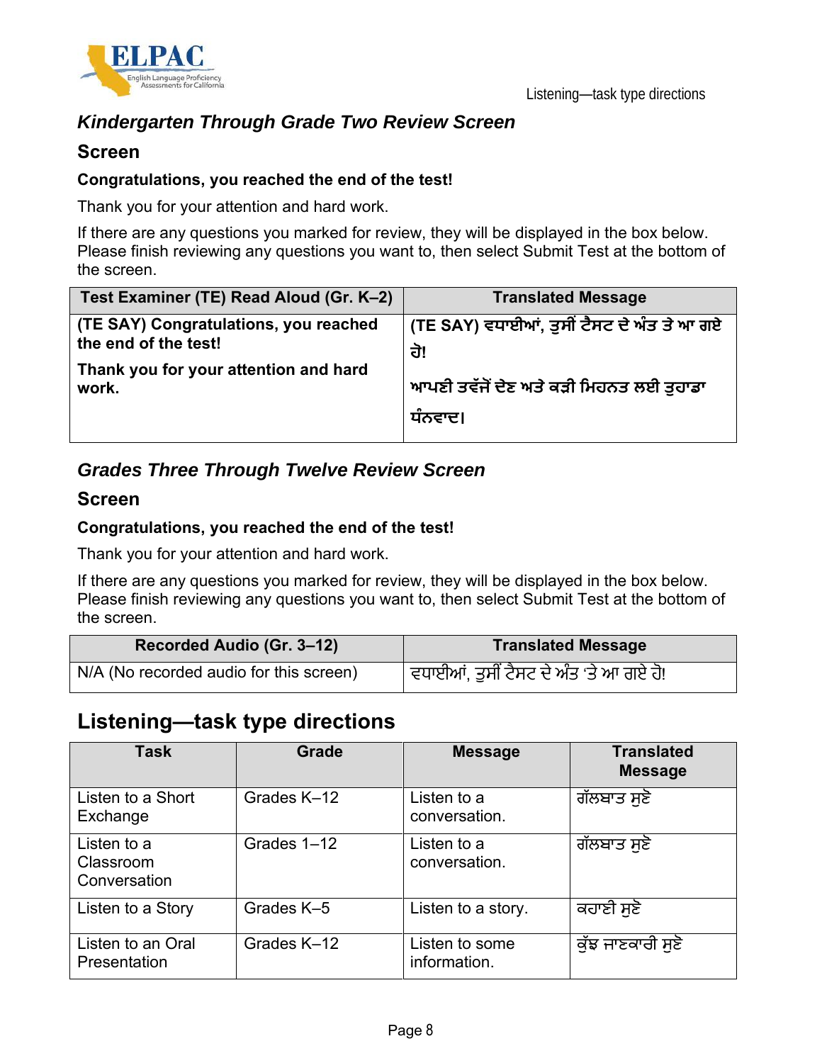### *Kindergarten Through Grade Two Review Screen*

### Screen

**Congratulations, you reached the end of the test!**

Thank you for your attention and hard work.

If there are any questions you marked for review, they will be displayed in the box below. Please finish reviewing any questions you want to, then select Submit Test at the bottom of the screen.

| Test Examiner (TE) Read Aloud (Gr. K–2) | Translated Message |
| --- | --- |
| **(TE SAY) Congratulations, you reached the end of the test!** **Thank you for your attention and hard work.** | **(TE SAY) ਵਧਾਈਆਂ, ਤੁਸੀਂ ਟੈਸਟ ਦੇ ਅੰਤ ਤੇ ਆ ਗਏ ਹੋ!** **ਆਪਣੀ ਤਵੱਜੋਂ ਦੇਣ ਅਤੇ ਕੜੀ ਮਿਹਨਤ ਲਈ ਤੁਹਾਡਾ ਧੰਨਵਾਦ।** |

### *Grades Three Through Twelve Review Screen*

### Screen

**Congratulations, you reached the end of the test!**

Thank you for your attention and hard work.

If there are any questions you marked for review, they will be displayed in the box below. Please finish reviewing any questions you want to, then select Submit Test at the bottom of the screen.

| Recorded Audio (Gr. 3–12) | Translated Message |
| --- | --- |
| N/A (No recorded audio for this screen) | ਵਧਾਈਆਂ, ਤੁਸੀਂ ਟੈਸਟ ਦੇ ਅੰਤ 'ਤੇ ਆ ਗਏ ਹੋ! |

## Listening—task type directions

| Task | Grade | Message | Translated Message |
| --- | --- | --- | --- |
| Listen to a Short Exchange | Grades K–12 | Listen to a conversation. | ਗੱਲਬਾਤ ਸੁਣੋ |
| Listen to a Classroom Conversation | Grades 1–12 | Listen to a conversation. | ਗੱਲਬਾਤ ਸੁਣੋ |
| Listen to a Story | Grades K–5 | Listen to a story. | ਕਹਾਣੀ ਸੁਣੋ |
| Listen to an Oral Presentation | Grades K–12 | Listen to some information. | ਕੁੱਝ ਜਾਣਕਾਰੀ ਸੁਣੋ |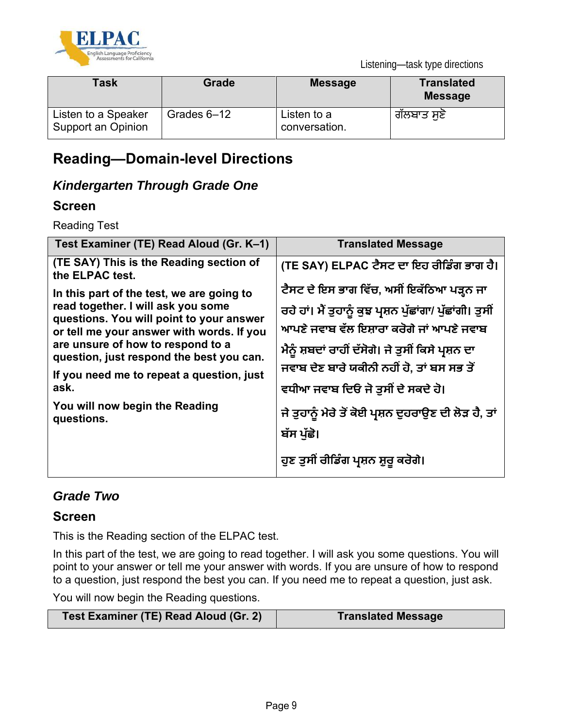| Task | Grade | Message | Translated Message |
|---|---|---|---|
| Listen to a Speaker Support an Opinion | Grades 6–12 | Listen to a conversation. | ਗੱਲਬਾਤ ਸੁਣੋ |

## Reading—Domain-level Directions

### *Kindergarten Through Grade One*

### Screen

Reading Test

| Test Examiner (TE) Read Aloud (Gr. K–1) | Translated Message |
|---|---|
| **(TE SAY) This is the Reading section of the ELPAC test.** **In this part of the test, we are going to read together. I will ask you some questions. You will point to your answer or tell me your answer with words. If you are unsure of how to respond to a question, just respond the best you can.** **If you need me to repeat a question, just ask.** **You will now begin the Reading questions.** | **(TE SAY) ELPAC ਟੈਸਟ ਦਾ ਇਹ ਰੀਡਿੰਗ ਭਾਗ ਹੈ।** **ਟੈਸਟ ਦੇ ਇਸ ਭਾਗ ਵਿੱਚ, ਅਸੀਂ ਇਕੱਠਿਆ ਪੜ੍ਹਨ ਜਾ ਰਹੇ ਹਾਂ। ਮੈਂ ਤੁਹਾਨੂੰ ਕੁਝ ਪ੍ਰਸ਼ਨ ਪੁੱਛਾਂਗਾ/ ਪੁੱਛਾਂਗੀ। ਤੁਸੀਂ ਆਪਣੇ ਜਵਾਬ ਵੱਲ ਇਸ਼ਾਰਾ ਕਰੋਗੇ ਜਾਂ ਆਪਣੇ ਜਵਾਬ ਮੈਨੂੰ ਸ਼ਬਦਾਂ ਰਾਹੀਂ ਦੱਸੋਗੇ। ਜੇ ਤੁਸੀਂ ਕਿਸੇ ਪ੍ਰਸ਼ਨ ਦਾ ਜਵਾਬ ਦੇਣ ਬਾਰੇ ਯਕੀਨੀ ਨਹੀਂ ਹੋ, ਤਾਂ ਬਸ ਸਭ ਤੋਂ ਵਧੀਆ ਜਵਾਬ ਦਿਓ ਜੋ ਤੁਸੀਂ ਦੇ ਸਕਦੇ ਹੋ।** **ਜੇ ਤੁਹਾਨੂੰ ਮੇਰੇ ਤੋਂ ਕੋਈ ਪ੍ਰਸ਼ਨ ਦੁਹਰਾਉਣ ਦੀ ਲੋੜ ਹੈ, ਤਾਂ ਬੱਸ ਪੁੱਛੋ।** **ਹੁਣ ਤੁਸੀਂ ਰੀਡਿੰਗ ਪ੍ਰਸ਼ਨ ਸ਼ੁਰੂ ਕਰੋਗੇ।** |

### *Grade Two*

### Screen

This is the Reading section of the ELPAC test.

In this part of the test, we are going to read together. I will ask you some questions. You will point to your answer or tell me your answer with words. If you are unsure of how to respond to a question, just respond the best you can. If you need me to repeat a question, just ask.

You will now begin the Reading questions.

| Test Examiner (TE) Read Aloud (Gr. 2) | Translated Message |
|---|---|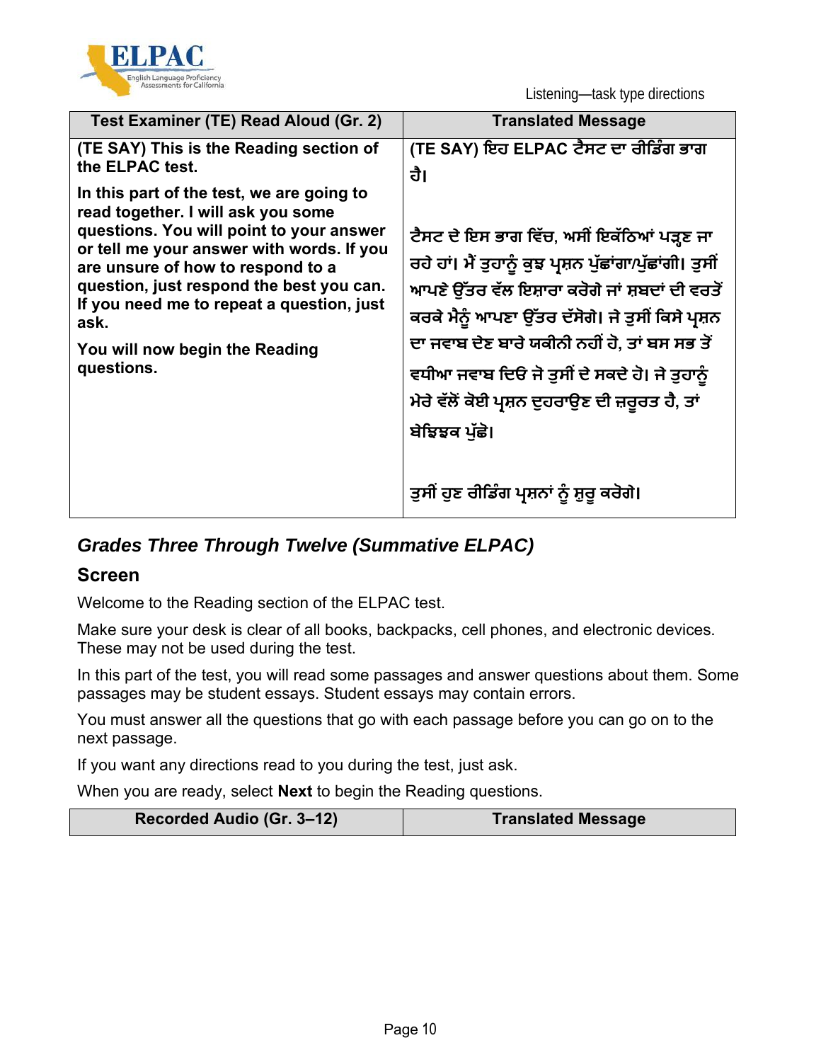| Test Examiner (TE) Read Aloud (Gr. 2) | Translated Message |
| --- | --- |
| **(TE SAY) This is the Reading section of the ELPAC test.**<br><br>**In this part of the test, we are going to read together. I will ask you some questions. You will point to your answer or tell me your answer with words. If you are unsure of how to respond to a question, just respond the best you can. If you need me to repeat a question, just ask.**<br><br>**You will now begin the Reading questions.** | **(TE SAY) ਇਹ ELPAC ਟੈਸਟ ਦਾ ਰੀਡਿੰਗ ਭਾਗ ਹੈ।**<br><br>**ਟੈਸਟ ਦੇ ਇਸ ਭਾਗ ਵਿੱਚ, ਅਸੀਂ ਇਕੱਠਿਆਂ ਪੜ੍ਹਣ ਜਾ ਰਹੇ ਹਾਂ। ਮੈਂ ਤੁਹਾਨੂੰ ਕੁਝ ਪ੍ਰਸ਼ਨ ਪੁੱਛਾਂਗਾ/ਪੁੱਛਾਂਗੀ। ਤੁਸੀਂ ਆਪਣੇ ਉੱਤਰ ਵੱਲ ਇਸ਼ਾਰਾ ਕਰੋਗੇ ਜਾਂ ਸ਼ਬਦਾਂ ਦੀ ਵਰਤੋਂ ਕਰਕੇ ਮੈਨੂੰ ਆਪਣਾ ਉੱਤਰ ਦੱਸੋਗੇ। ਜੇ ਤੁਸੀਂ ਕਿਸੇ ਪ੍ਰਸ਼ਨ ਦਾ ਜਵਾਬ ਦੇਣ ਬਾਰੇ ਯਕੀਨੀ ਨਹੀਂ ਹੋ, ਤਾਂ ਬਸ ਸਭ ਤੋਂ ਵਧੀਆ ਜਵਾਬ ਦਿਓ ਜੋ ਤੁਸੀਂ ਦੇ ਸਕਦੇ ਹੋ। ਜੇ ਤੁਹਾਨੂੰ ਮੇਰੇ ਵੱਲੋਂ ਕੋਈ ਪ੍ਰਸ਼ਨ ਦੁਹਰਾਉਣ ਦੀ ਜ਼ਰੂਰਤ ਹੈ, ਤਾਂ ਬੇਝਿਝਕ ਪੁੱਛੋ।**<br><br>**ਤੁਸੀਂ ਹੁਣ ਰੀਡਿੰਗ ਪ੍ਰਸ਼ਨਾਂ ਨੂੰ ਸ਼ੁਰੂ ਕਰੋਗੇ।** |

## *Grades Three Through Twelve (Summative ELPAC)*

### Screen

Welcome to the Reading section of the ELPAC test.

Make sure your desk is clear of all books, backpacks, cell phones, and electronic devices. These may not be used during the test.

In this part of the test, you will read some passages and answer questions about them. Some passages may be student essays. Student essays may contain errors.

You must answer all the questions that go with each passage before you can go on to the next passage.

If you want any directions read to you during the test, just ask.

When you are ready, select **Next** to begin the Reading questions.

| Recorded Audio (Gr. 3–12) | Translated Message |
| --- | --- |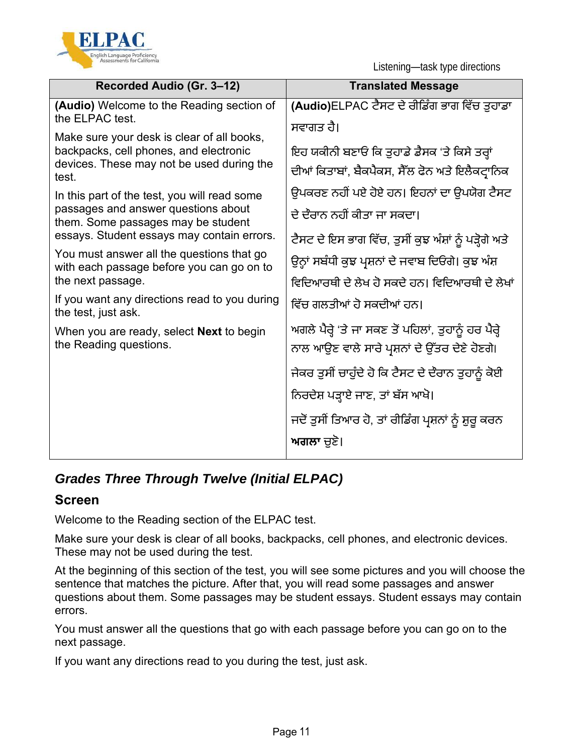Listening—task type directions

| Recorded Audio (Gr. 3–12) | Translated Message |
|---|---|
| **(Audio)** Welcome to the Reading section of the ELPAC test.<br><br>Make sure your desk is clear of all books, backpacks, cell phones, and electronic devices. These may not be used during the test.<br><br>In this part of the test, you will read some passages and answer questions about them. Some passages may be student essays. Student essays may contain errors.<br><br>You must answer all the questions that go with each passage before you can go on to the next passage.<br><br>If you want any directions read to you during the test, just ask.<br><br>When you are ready, select **Next** to begin the Reading questions. | **(Audio)**ELPAC ਟੈਸਟ ਦੇ ਰੀਡਿੰਗ ਭਾਗ ਵਿੱਚ ਤੁਹਾਡਾ ਸਵਾਗਤ ਹੈ।<br><br>ਇਹ ਯਕੀਨੀ ਬਣਾਓ ਕਿ ਤੁਹਾਡੇ ਡੈਸਕ 'ਤੇ ਕਿਸੇ ਤਰ੍ਹਾਂ ਦੀਆਂ ਕਿਤਾਬਾਂ, ਬੈਕਪੈਕਸ, ਸੈੱਲ ਫੋਨ ਅਤੇ ਇਲੈਕਟ੍ਰਾਨਿਕ ਉਪਕਰਣ ਨਹੀਂ ਪਏ ਹੋਏ ਹਨ। ਇਹਨਾਂ ਦਾ ਉਪਯੋਗ ਟੈਸਟ ਦੇ ਦੌਰਾਨ ਨਹੀਂ ਕੀਤਾ ਜਾ ਸਕਦਾ।<br><br>ਟੈਸਟ ਦੇ ਇਸ ਭਾਗ ਵਿੱਚ, ਤੁਸੀਂ ਕੁਝ ਅੰਸ਼ਾਂ ਨੂੰ ਪੜ੍ਹੋਗੇ ਅਤੇ ਉਨ੍ਹਾਂ ਸਬੰਧੀ ਕੁਝ ਪ੍ਰਸ਼ਨਾਂ ਦੇ ਜਵਾਬ ਦਿਓਗੇ। ਕੁਝ ਅੰਸ਼ ਵਿਦਿਆਰਥੀ ਦੇ ਲੇਖ ਹੋ ਸਕਦੇ ਹਨ। ਵਿਦਿਆਰਥੀ ਦੇ ਲੇਖਾਂ ਵਿੱਚ ਗਲਤੀਆਂ ਹੋ ਸਕਦੀਆਂ ਹਨ।<br><br>ਅਗਲੇ ਪੈਰ੍ਹੇ 'ਤੇ ਜਾ ਸਕਣ ਤੋਂ ਪਹਿਲਾਂ, ਤੁਹਾਨੂੰ ਹਰ ਪੈਰ੍ਹੇ ਨਾਲ ਆਉਣ ਵਾਲੇ ਸਾਰੇ ਪ੍ਰਸ਼ਨਾਂ ਦੇ ਉੱਤਰ ਦੇਣੇ ਹੋਣਗੇ।<br><br>ਜੇਕਰ ਤੁਸੀਂ ਚਾਹੁੰਦੇ ਹੋ ਕਿ ਟੈਸਟ ਦੇ ਦੌਰਾਨ ਤੁਹਾਨੂੰ ਕੋਈ ਨਿਰਦੇਸ਼ ਪੜ੍ਹਾਏ ਜਾਣ, ਤਾਂ ਬੱਸ ਆਖੋ।<br><br>ਜਦੋਂ ਤੁਸੀਂ ਤਿਆਰ ਹੋ, ਤਾਂ ਰੀਡਿੰਗ ਪ੍ਰਸ਼ਨਾਂ ਨੂੰ ਸ਼ੁਰੂ ਕਰਨ **ਅਗਲਾ** ਚੁਣੋ। |

### *Grades Three Through Twelve (Initial ELPAC)*

#### Screen

Welcome to the Reading section of the ELPAC test.

Make sure your desk is clear of all books, backpacks, cell phones, and electronic devices. These may not be used during the test.

At the beginning of this section of the test, you will see some pictures and you will choose the sentence that matches the picture. After that, you will read some passages and answer questions about them. Some passages may be student essays. Student essays may contain errors.

You must answer all the questions that go with each passage before you can go on to the next passage.

If you want any directions read to you during the test, just ask.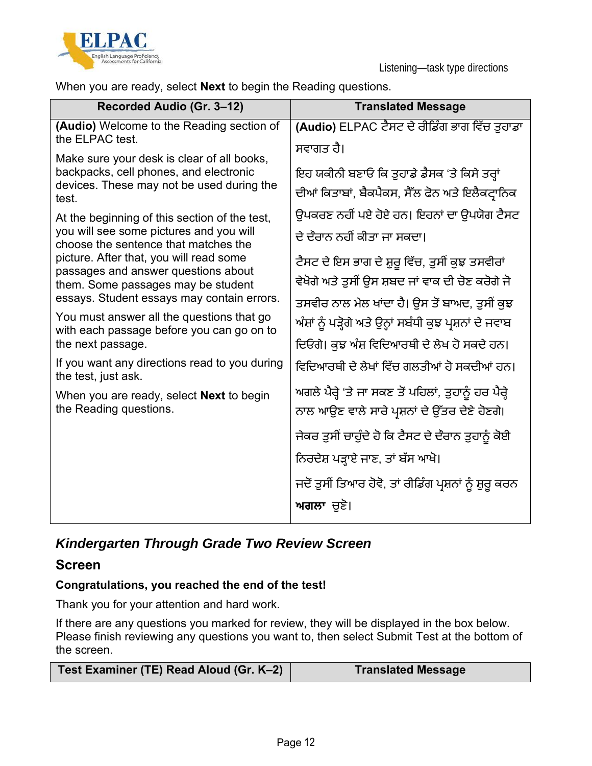When you are ready, select **Next** to begin the Reading questions.

| Recorded Audio (Gr. 3–12) | Translated Message |
|---|---|
| **(Audio)** Welcome to the Reading section of the ELPAC test.<br><br>Make sure your desk is clear of all books, backpacks, cell phones, and electronic devices. These may not be used during the test.<br><br>At the beginning of this section of the test, you will see some pictures and you will choose the sentence that matches the picture. After that, you will read some passages and answer questions about them. Some passages may be student essays. Student essays may contain errors.<br><br>You must answer all the questions that go with each passage before you can go on to the next passage.<br><br>If you want any directions read to you during the test, just ask.<br><br>When you are ready, select **Next** to begin the Reading questions. | **(Audio)** ELPAC ਟੈਸਟ ਦੇ ਰੀਡਿੰਗ ਭਾਗ ਵਿੱਚ ਤੁਹਾਡਾ ਸਵਾਗਤ ਹੈ।<br><br>ਇਹ ਯਕੀਨੀ ਬਣਾਓ ਕਿ ਤੁਹਾਡੇ ਡੈਸਕ 'ਤੇ ਕਿਸੇ ਤਰ੍ਹਾਂ ਦੀਆਂ ਕਿਤਾਬਾਂ, ਬੈਕਪੈਕਸ, ਸੈੱਲ ਫੋਨ ਅਤੇ ਇਲੈਕਟ੍ਰਾਨਿਕ ਉਪਕਰਣ ਨਹੀਂ ਪਏ ਹੋਏ ਹਨ। ਇਹਨਾਂ ਦਾ ਉਪਯੋਗ ਟੈਸਟ ਦੇ ਦੌਰਾਨ ਨਹੀਂ ਕੀਤਾ ਜਾ ਸਕਦਾ।<br><br>ਟੈਸਟ ਦੇ ਇਸ ਭਾਗ ਦੇ ਸ਼ੁਰੂ ਵਿੱਚ, ਤੁਸੀਂ ਕੁਝ ਤਸਵੀਰਾਂ ਵੇਖੋਗੇ ਅਤੇ ਤੁਸੀਂ ਉਸ ਸ਼ਬਦ ਜਾਂ ਵਾਕ ਦੀ ਚੋਣ ਕਰੋਗੇ ਜੋ ਤਸਵੀਰ ਨਾਲ ਮੇਲ ਖਾਂਦਾ ਹੈ। ਉਸ ਤੋਂ ਬਾਅਦ, ਤੁਸੀਂ ਕੁਝ ਅੰਸ਼ਾਂ ਨੂੰ ਪੜ੍ਹੋਗੇ ਅਤੇ ਉਨ੍ਹਾਂ ਸਬੰਧੀ ਕੁਝ ਪ੍ਰਸ਼ਨਾਂ ਦੇ ਜਵਾਬ ਦਿਓਗੇ। ਕੁਝ ਅੰਸ਼ ਵਿਦਿਆਰਥੀ ਦੇ ਲੇਖ ਹੋ ਸਕਦੇ ਹਨ। ਵਿਦਿਆਰਥੀ ਦੇ ਲੇਖਾਂ ਵਿੱਚ ਗਲਤੀਆਂ ਹੋ ਸਕਦੀਆਂ ਹਨ।<br><br>ਅਗਲੇ ਪੈਰ੍ਹੇ 'ਤੇ ਜਾ ਸਕਣ ਤੋਂ ਪਹਿਲਾਂ, ਤੁਹਾਨੂੰ ਹਰ ਪੈਰ੍ਹੇ ਨਾਲ ਆਉਣ ਵਾਲੇ ਸਾਰੇ ਪ੍ਰਸ਼ਨਾਂ ਦੇ ਉੱਤਰ ਦੇਣੇ ਹੋਣਗੇ।<br><br>ਜੇਕਰ ਤੁਸੀਂ ਚਾਹੁੰਦੇ ਹੋ ਕਿ ਟੈਸਟ ਦੇ ਦੌਰਾਨ ਤੁਹਾਨੂੰ ਕੋਈ ਨਿਰਦੇਸ਼ ਪੜ੍ਹਾਏ ਜਾਣ, ਤਾਂ ਬੱਸ ਆਖੋ।<br><br>ਜਦੋਂ ਤੁਸੀਂ ਤਿਆਰ ਹੋਵੋ, ਤਾਂ ਰੀਡਿੰਗ ਪ੍ਰਸ਼ਨਾਂ ਨੂੰ ਸ਼ੁਰੂ ਕਰਨ **ਅਗਲਾ** ਚੁਣੋ। |

## *Kindergarten Through Grade Two Review Screen*

### Screen

**Congratulations, you reached the end of the test!**

Thank you for your attention and hard work.

If there are any questions you marked for review, they will be displayed in the box below. Please finish reviewing any questions you want to, then select Submit Test at the bottom of the screen.

| Test Examiner (TE) Read Aloud (Gr. K–2) | Translated Message |
|---|---|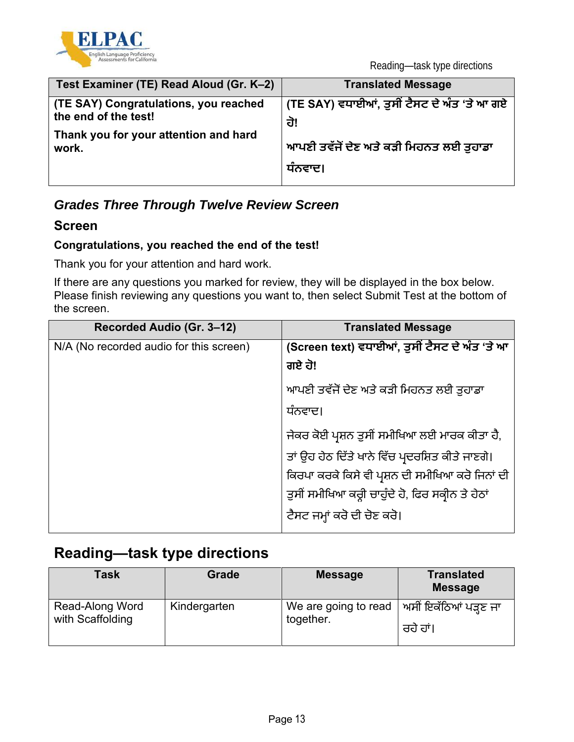| Test Examiner (TE) Read Aloud (Gr. K–2) | Translated Message |
| --- | --- |
| **(TE SAY) Congratulations, you reached the end of the test!**<br><br>**Thank you for your attention and hard work.** | **(TE SAY) ਵਧਾਈਆਂ, ਤੁਸੀਂ ਟੈਸਟ ਦੇ ਅੰਤ 'ਤੇ ਆ ਗਏ ਹੋ!**<br><br>**ਆਪਣੀ ਤਵੱਜੋਂ ਦੇਣ ਅਤੇ ਕੜੀ ਮਿਹਨਤ ਲਈ ਤੁਹਾਡਾ ਧੰਨਵਾਦ।** |

### *Grades Three Through Twelve Review Screen*

### Screen

**Congratulations, you reached the end of the test!**

Thank you for your attention and hard work.

If there are any questions you marked for review, they will be displayed in the box below. Please finish reviewing any questions you want to, then select Submit Test at the bottom of the screen.

| Recorded Audio (Gr. 3–12) | Translated Message |
| --- | --- |
| N/A (No recorded audio for this screen) | **(Screen text) ਵਧਾਈਆਂ, ਤੁਸੀਂ ਟੈਸਟ ਦੇ ਅੰਤ 'ਤੇ ਆ ਗਏ ਹੋ!**<br><br>ਆਪਣੀ ਤਵੱਜੋਂ ਦੇਣ ਅਤੇ ਕੜੀ ਮਿਹਨਤ ਲਈ ਤੁਹਾਡਾ ਧੰਨਵਾਦ।<br><br>ਜੇਕਰ ਕੋਈ ਪ੍ਰਸ਼ਨ ਤੁਸੀਂ ਸਮੀਖਿਆ ਲਈ ਮਾਰਕ ਕੀਤਾ ਹੈ, ਤਾਂ ਉਹ ਹੇਠ ਦਿੱਤੇ ਖਾਨੇ ਵਿੱਚ ਪ੍ਰਦਰਸ਼ਿਤ ਕੀਤੇ ਜਾਣਗੇ। ਕਿਰਪਾ ਕਰਕੇ ਕਿਸੇ ਵੀ ਪ੍ਰਸ਼ਨ ਦੀ ਸਮੀਖਿਆ ਕਰੋ ਜਿਨਾਂ ਦੀ ਤੁਸੀਂ ਸਮੀਖਿਆ ਕਰ੍ਹੀ ਚਾਹੁੰਦੇ ਹੋ, ਫਿਰ ਸਕ੍ਰੀਨ ਤੇ ਹੇਠਾਂ ਟੈਸਟ ਜਮ੍ਹਾਂ ਕਰੋ ਦੀ ਚੋਣ ਕਰੋ। |

## Reading—task type directions

| Task | Grade | Message | Translated Message |
| --- | --- | --- | --- |
| Read-Along Word with Scaffolding | Kindergarten | We are going to read together. | ਅਸੀਂ ਇਕੱਠਿਆਂ ਪੜ੍ਹਣ ਜਾ ਰਹੇ ਹਾਂ। |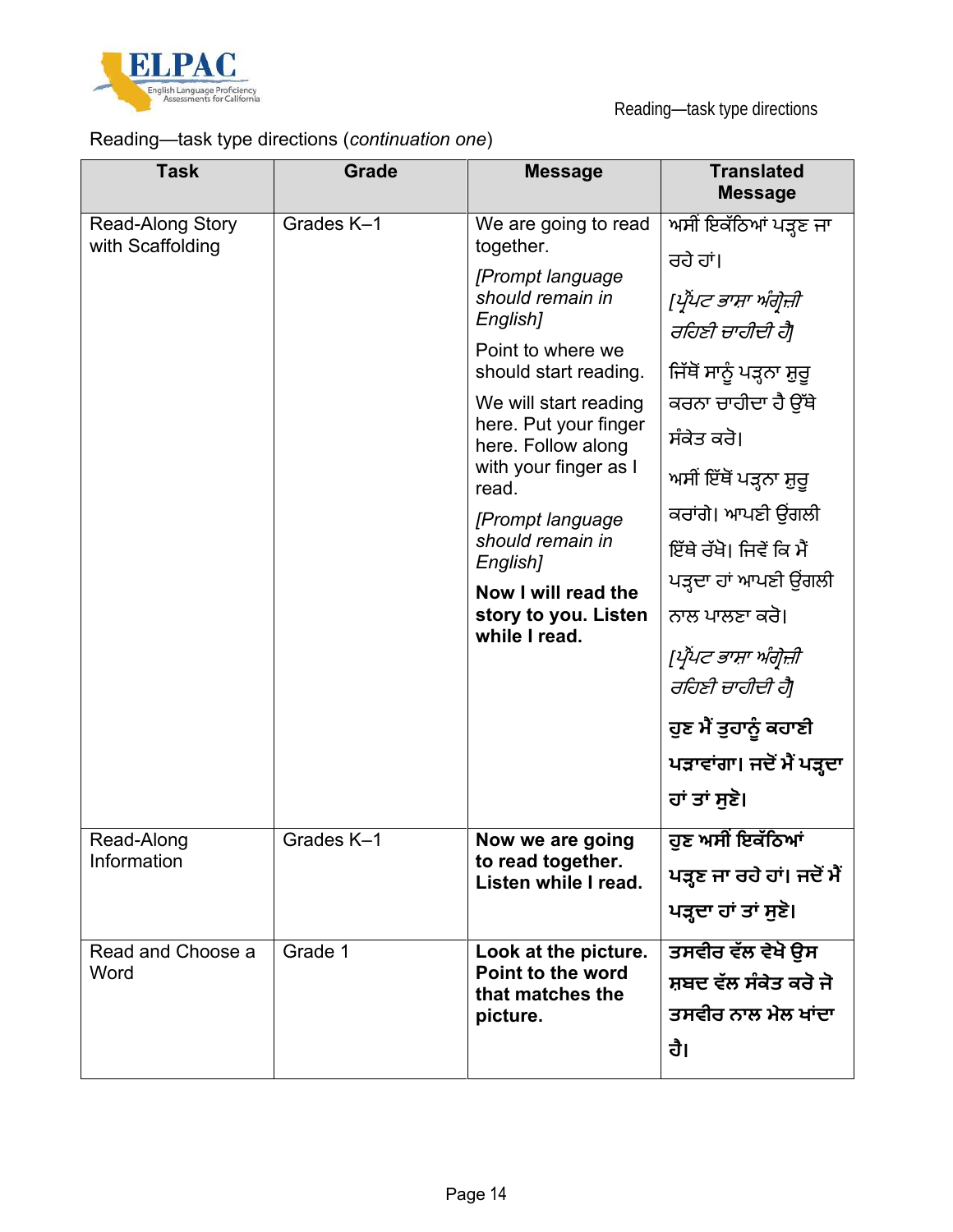Reading—task type directions (*continuation one*)

| Task | Grade | Message | Translated Message |
|---|---|---|---|
| Read-Along Story with Scaffolding | Grades K–1 | We are going to read together. *[Prompt language should remain in English]* Point to where we should start reading. We will start reading here. Put your finger here. Follow along with your finger as I read. *[Prompt language should remain in English]* **Now I will read the story to you. Listen while I read.** | ਅਸੀਂ ਇਕੱਠਿਆਂ ਪੜ੍ਹਣ ਜਾ ਰਹੇ ਹਾਂ। *[ਪ੍ਰੌਂਪਟ ਭਾਸ਼ਾ ਅੰਗ੍ਰੇਜ਼ੀ ਰਹਿਣੀ ਚਾਹੀਦੀ ਹੈ]* ਜਿੱਥੋਂ ਸਾਨੂੰ ਪੜ੍ਹਨਾ ਸ਼ੁਰੂ ਕਰਨਾ ਚਾਹੀਦਾ ਹੈ ਉੱਥੇ ਸੰਕੇਤ ਕਰੋ। ਅਸੀਂ ਇੱਥੋਂ ਪੜ੍ਹਨਾ ਸ਼ੁਰੂ ਕਰਾਂਗੇ। ਆਪਣੀ ਉਂਗਲੀ ਇੱਥੇ ਰੱਖੋ। ਜਿਵੇਂ ਕਿ ਮੈਂ ਪੜ੍ਹਦਾ ਹਾਂ ਆਪਣੀ ਉਂਗਲੀ ਨਾਲ ਪਾਲਣਾ ਕਰੋ। *[ਪ੍ਰੌਂਪਟ ਭਾਸ਼ਾ ਅੰਗ੍ਰੇਜ਼ੀ ਰਹਿਣੀ ਚਾਹੀਦੀ ਹੈ]* **ਹੁਣ ਮੈਂ ਤੁਹਾਨੂੰ ਕਹਾਣੀ ਪੜ੍ਹਾਵਾਂਗਾ। ਜਦੋਂ ਮੈਂ ਪੜ੍ਹਦਾ ਹਾਂ ਤਾਂ ਸੁਣੋ।** |
| Read-Along Information | Grades K–1 | **Now we are going to read together. Listen while I read.** | **ਹੁਣ ਅਸੀਂ ਇਕੱਠਿਆਂ ਪੜ੍ਹਣ ਜਾ ਰਹੇ ਹਾਂ। ਜਦੋਂ ਮੈਂ ਪੜ੍ਹਦਾ ਹਾਂ ਤਾਂ ਸੁਣੋ।** |
| Read and Choose a Word | Grade 1 | **Look at the picture. Point to the word that matches the picture.** | **ਤਸਵੀਰ ਵੱਲ ਵੇਖੋ ਉਸ ਸ਼ਬਦ ਵੱਲ ਸੰਕੇਤ ਕਰੋ ਜੋ ਤਸਵੀਰ ਨਾਲ ਮੇਲ ਖਾਂਦਾ ਹੈ।** |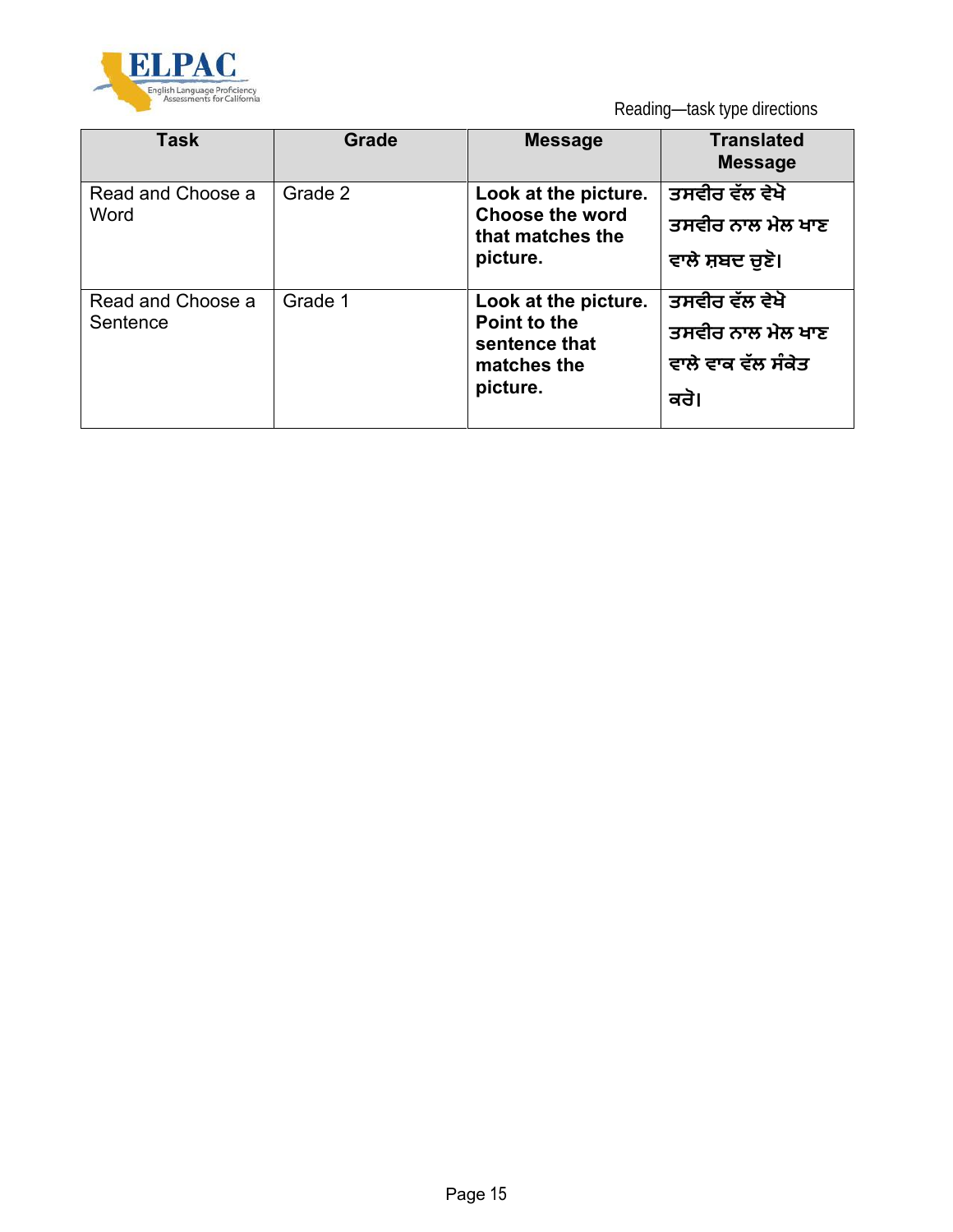Reading—task type directions

| Task | Grade | Message | Translated Message |
|---|---|---|---|
| Read and Choose a Word | Grade 2 | **Look at the picture. Choose the word that matches the picture.** | **ਤਸਵੀਰ ਵੱਲ ਵੇਖੋ ਤਸਵੀਰ ਨਾਲ ਮੇਲ ਖਾਣ ਵਾਲੇ ਸ਼ਬਦ ਚੁਣੋ।** |
| Read and Choose a Sentence | Grade 1 | **Look at the picture. Point to the sentence that matches the picture.** | **ਤਸਵੀਰ ਵੱਲ ਵੇਖੋ ਤਸਵੀਰ ਨਾਲ ਮੇਲ ਖਾਣ ਵਾਲੇ ਵਾਕ ਵੱਲ ਸੰਕੇਤ ਕਰੋ।** |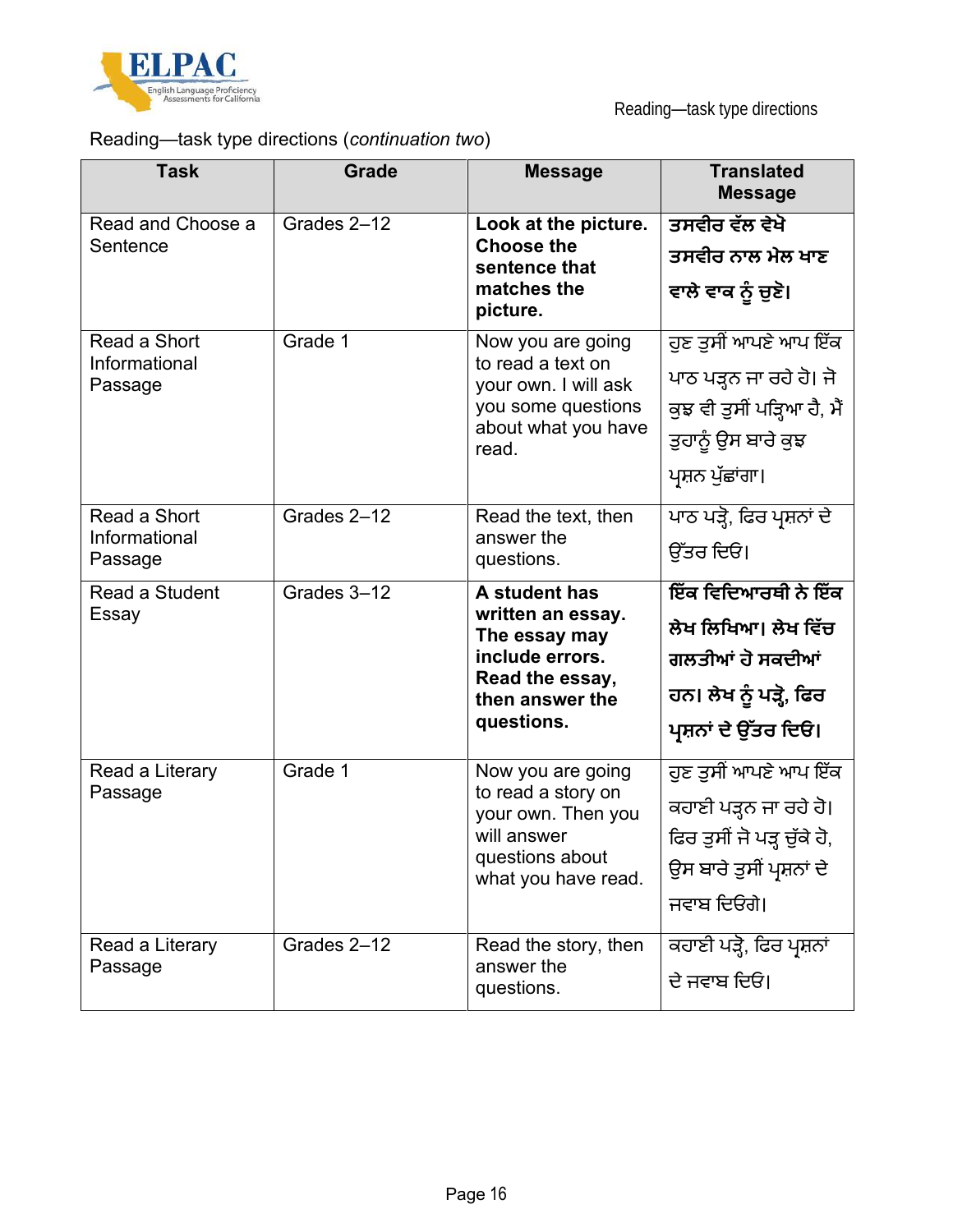Reading—task type directions (*continuation two*)

| Task | Grade | Message | Translated Message |
|---|---|---|---|
| Read and Choose a Sentence | Grades 2–12 | **Look at the picture. Choose the sentence that matches the picture.** | **ਤਸਵੀਰ ਵੱਲ ਵੇਖੋ ਤਸਵੀਰ ਨਾਲ ਮੇਲ ਖਾਣ ਵਾਲੇ ਵਾਕ ਨੂੰ ਚੁਣੋ।** |
| Read a Short Informational Passage | Grade 1 | Now you are going to read a text on your own. I will ask you some questions about what you have read. | ਹੁਣ ਤੁਸੀਂ ਆਪਣੇ ਆਪ ਇੱਕ ਪਾਠ ਪੜ੍ਹਨ ਜਾ ਰਹੇ ਹੋ। ਜੋ ਕੁਝ ਵੀ ਤੁਸੀਂ ਪੜ੍ਹਿਆ ਹੈ, ਮੈਂ ਤੁਹਾਨੂੰ ਉਸ ਬਾਰੇ ਕੁਝ ਪ੍ਰਸ਼ਨ ਪੁੱਛਾਂਗਾ। |
| Read a Short Informational Passage | Grades 2–12 | Read the text, then answer the questions. | ਪਾਠ ਪੜ੍ਹੋ, ਫਿਰ ਪ੍ਰਸ਼ਨਾਂ ਦੇ ਉੱਤਰ ਦਿਓ। |
| Read a Student Essay | Grades 3–12 | **A student has written an essay. The essay may include errors. Read the essay, then answer the questions.** | **ਇੱਕ ਵਿਦਿਆਰਥੀ ਨੇ ਇੱਕ ਲੇਖ ਲਿਖਿਆ। ਲੇਖ ਵਿੱਚ ਗਲਤੀਆਂ ਹੋ ਸਕਦੀਆਂ ਹਨ। ਲੇਖ ਨੂੰ ਪੜ੍ਹੋ, ਫਿਰ ਪ੍ਰਸ਼ਨਾਂ ਦੇ ਉੱਤਰ ਦਿਓ।** |
| Read a Literary Passage | Grade 1 | Now you are going to read a story on your own. Then you will answer questions about what you have read. | ਹੁਣ ਤੁਸੀਂ ਆਪਣੇ ਆਪ ਇੱਕ ਕਹਾਣੀ ਪੜ੍ਹਨ ਜਾ ਰਹੇ ਹੋ। ਫਿਰ ਤੁਸੀਂ ਜੋ ਪੜ੍ਹ ਚੁੱਕੇ ਹੋ, ਉਸ ਬਾਰੇ ਤੁਸੀਂ ਪ੍ਰਸ਼ਨਾਂ ਦੇ ਜਵਾਬ ਦਿਓਗੇ। |
| Read a Literary Passage | Grades 2–12 | Read the story, then answer the questions. | ਕਹਾਣੀ ਪੜ੍ਹੋ, ਫਿਰ ਪ੍ਰਸ਼ਨਾਂ ਦੇ ਜਵਾਬ ਦਿਓ। |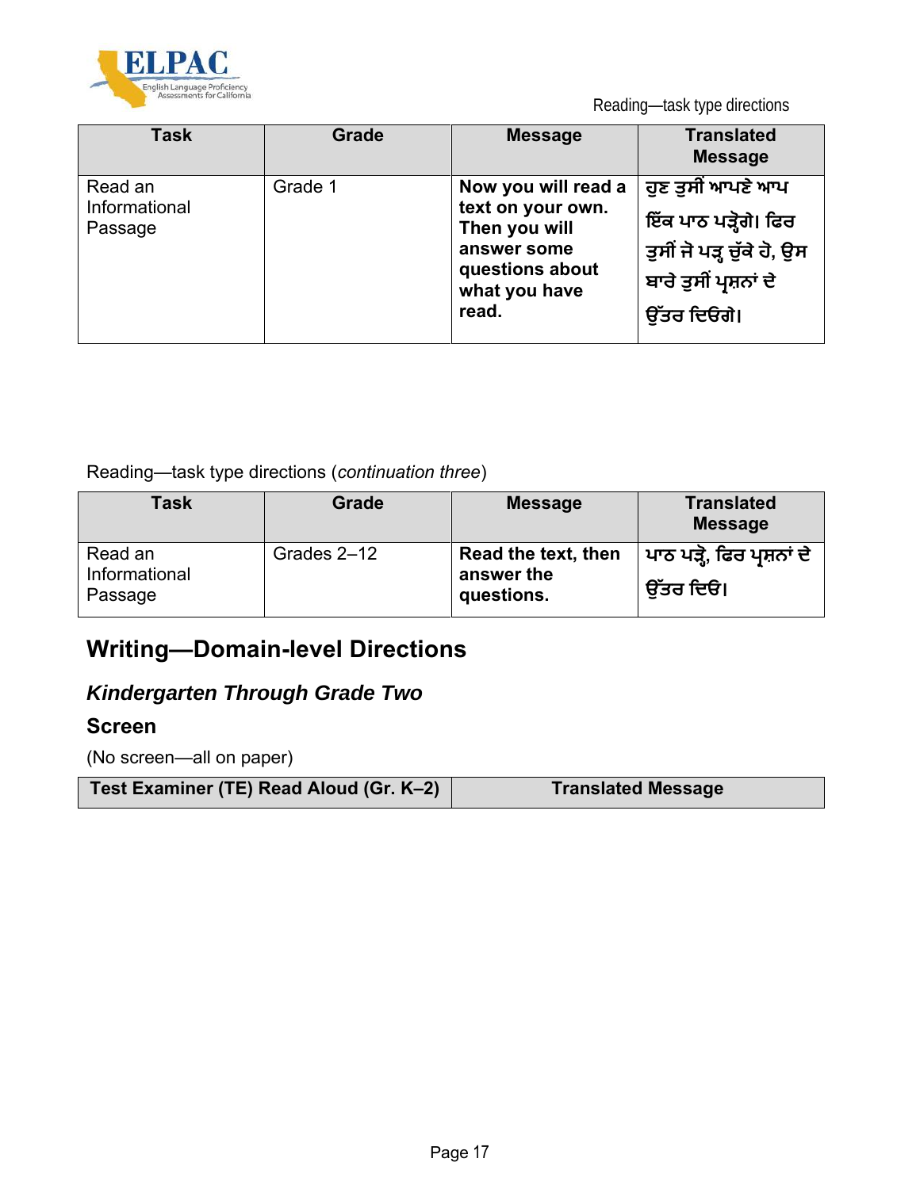| Task | Grade | Message | Translated Message |
| --- | --- | --- | --- |
| Read an Informational Passage | Grade 1 | **Now you will read a text on your own. Then you will answer some questions about what you have read.** | **ਹੁਣ ਤੁਸੀਂ ਆਪਣੇ ਆਪ ਇੱਕ ਪਾਠ ਪੜ੍ਹੋਗੇ। ਫਿਰ ਤੁਸੀਂ ਜੋ ਪੜ੍ਹ ਚੁੱਕੇ ਹੋ, ਉਸ ਬਾਰੇ ਤੁਸੀਂ ਪ੍ਰਸ਼ਨਾਂ ਦੇ ਉੱਤਰ ਦਿਓਗੇ।** |

Reading—task type directions (*continuation three*)

| Task | Grade | Message | Translated Message |
| --- | --- | --- | --- |
| Read an Informational Passage | Grades 2–12 | **Read the text, then answer the questions.** | **ਪਾਠ ਪੜ੍ਹੋ, ਫਿਰ ਪ੍ਰਸ਼ਨਾਂ ਦੇ ਉੱਤਰ ਦਿਓ।** |

## Writing—Domain-level Directions

### *Kindergarten Through Grade Two*

### Screen

(No screen—all on paper)

| Test Examiner (TE) Read Aloud (Gr. K–2) | Translated Message |
| --- | --- |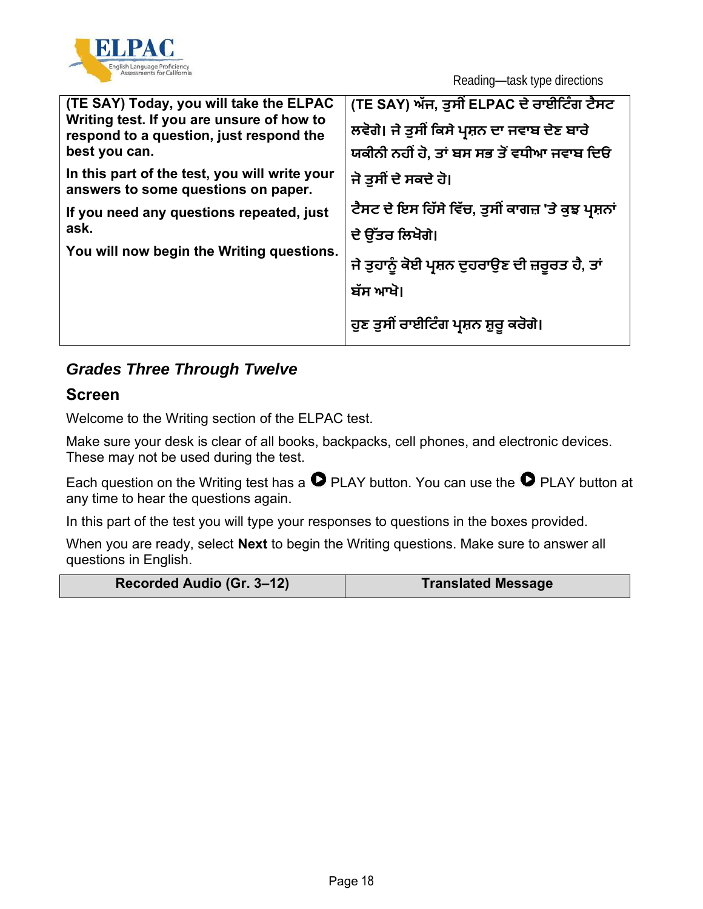| (TE SAY) Today, you will take the ELPAC Writing test. If you are unsure of how to respond to a question, just respond the best you can.<br><br>In this part of the test, you will write your answers to some questions on paper.<br><br>If you need any questions repeated, just ask.<br><br>You will now begin the Writing questions. | (TE SAY) ਅੱਜ, ਤੁਸੀਂ ELPAC ਦੇ ਰਾਈਟਿੰਗ ਟੈਸਟ ਲਵੋਗੇ। ਜੇ ਤੁਸੀਂ ਕਿਸੇ ਪ੍ਰਸ਼ਨ ਦਾ ਜਵਾਬ ਦੇਣ ਬਾਰੇ ਯਕੀਨੀ ਨਹੀਂ ਹੋ, ਤਾਂ ਬਸ ਸਭ ਤੋਂ ਵਧੀਆ ਜਵਾਬ ਦਿਓ ਜੋ ਤੁਸੀਂ ਦੇ ਸਕਦੇ ਹੋ।<br><br>ਟੈਸਟ ਦੇ ਇਸ ਹਿੱਸੇ ਵਿੱਚ, ਤੁਸੀਂ ਕਾਗਜ਼ 'ਤੇ ਕੁਝ ਪ੍ਰਸ਼ਨਾਂ ਦੇ ਉੱਤਰ ਲਿਖੋਗੇ।<br><br>ਜੇ ਤੁਹਾਨੂੰ ਕੋਈ ਪ੍ਰਸ਼ਨ ਦੁਹਰਾਉਣ ਦੀ ਜ਼ਰੂਰਤ ਹੈ, ਤਾਂ ਬੱਸ ਆਖੋ।<br><br>ਹੁਣ ਤੁਸੀਂ ਰਾਈਟਿੰਗ ਪ੍ਰਸ਼ਨ ਸ਼ੁਰੂ ਕਰੋਗੇ। |
|---|---|

### *Grades Three Through Twelve*

### Screen

Welcome to the Writing section of the ELPAC test.

Make sure your desk is clear of all books, backpacks, cell phones, and electronic devices. These may not be used during the test.

Each question on the Writing test has a PLAY button. You can use the PLAY button at any time to hear the questions again.

In this part of the test you will type your responses to questions in the boxes provided.

When you are ready, select **Next** to begin the Writing questions. Make sure to answer all questions in English.

| Recorded Audio (Gr. 3–12) | Translated Message |
|---|---|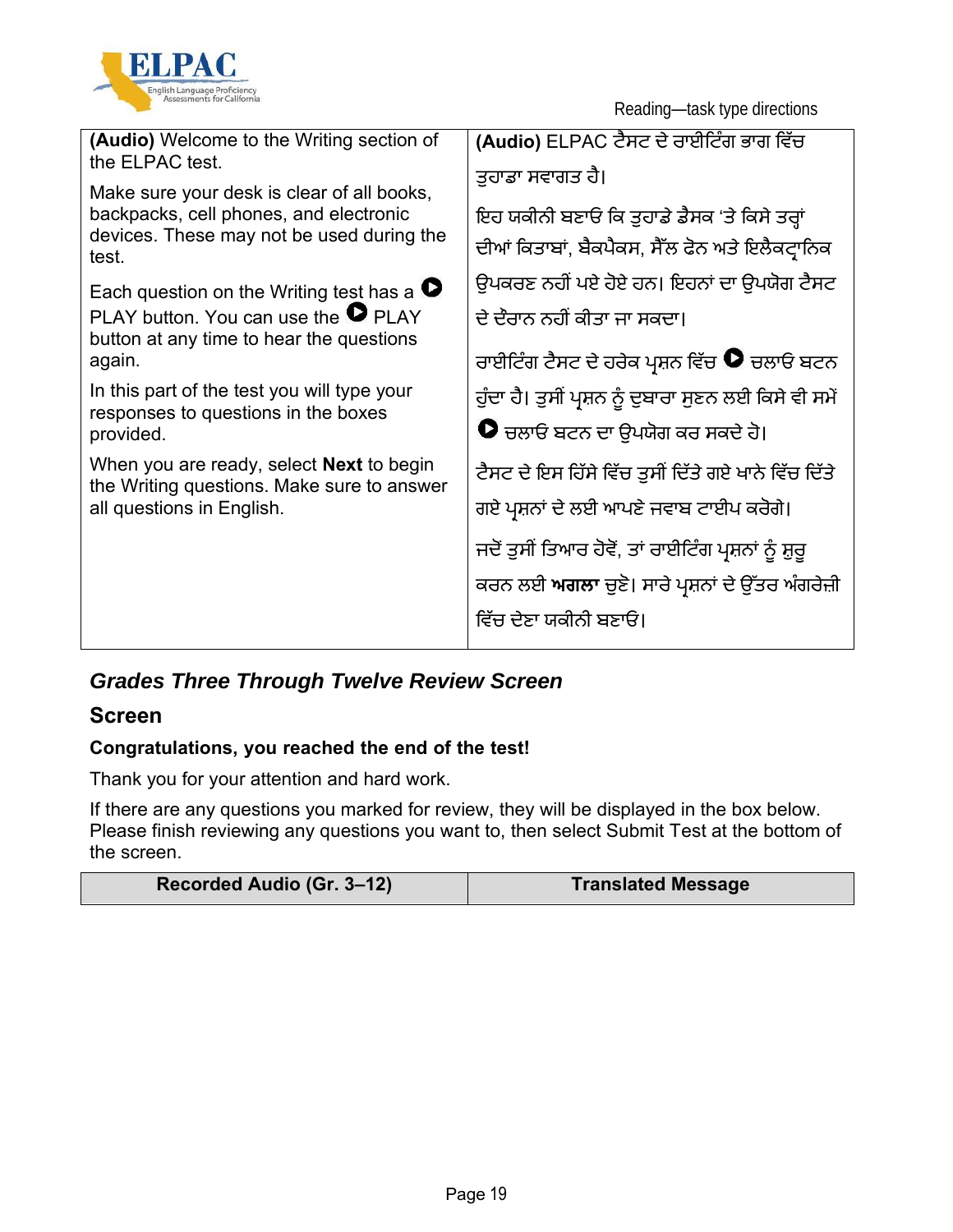| (Audio) Welcome to the Writing section of the ELPAC test. <br><br> Make sure your desk is clear of all books, backpacks, cell phones, and electronic devices. These may not be used during the test. <br><br> Each question on the Writing test has a ▶ PLAY button. You can use the ▶ PLAY button at any time to hear the questions again. <br><br> In this part of the test you will type your responses to questions in the boxes provided. <br><br> When you are ready, select **Next** to begin the Writing questions. Make sure to answer all questions in English. | **(Audio)** ELPAC ਟੈਸਟ ਦੇ ਰਾਈਟਿੰਗ ਭਾਗ ਵਿੱਚ ਤੁਹਾਡਾ ਸਵਾਗਤ ਹੈ। <br><br> ਇਹ ਯਕੀਨੀ ਬਣਾਓ ਕਿ ਤੁਹਾਡੇ ਡੈਸਕ 'ਤੇ ਕਿਸੇ ਤਰ੍ਹਾਂ ਦੀਆਂ ਕਿਤਾਬਾਂ, ਬੈਕਪੈਕਸ, ਸੈੱਲ ਫੋਨ ਅਤੇ ਇਲੈਕਟ੍ਰਾਨਿਕ ਉਪਕਰਣ ਨਹੀਂ ਪਏ ਹੋਏ ਹਨ। ਇਹਨਾਂ ਦਾ ਉਪਯੋਗ ਟੈਸਟ ਦੇ ਦੌਰਾਨ ਨਹੀਂ ਕੀਤਾ ਜਾ ਸਕਦਾ। <br><br> ਰਾਈਟਿੰਗ ਟੈਸਟ ਦੇ ਹਰੇਕ ਪ੍ਰਸ਼ਨ ਵਿੱਚ ▶ ਚਲਾਓ ਬਟਨ ਹੁੰਦਾ ਹੈ। ਤੁਸੀਂ ਪ੍ਰਸ਼ਨ ਨੂੰ ਦੁਬਾਰਾ ਸੁਣਨ ਲਈ ਕਿਸੇ ਵੀ ਸਮੇਂ ▶ ਚਲਾਓ ਬਟਨ ਦਾ ਉਪਯੋਗ ਕਰ ਸਕਦੇ ਹੋ। <br><br> ਟੈਸਟ ਦੇ ਇਸ ਹਿੱਸੇ ਵਿੱਚ ਤੁਸੀਂ ਦਿੱਤੇ ਗਏ ਖਾਨੇ ਵਿੱਚ ਦਿੱਤੇ ਗਏ ਪ੍ਰਸ਼ਨਾਂ ਦੇ ਲਈ ਆਪਣੇ ਜਵਾਬ ਟਾਈਪ ਕਰੋਗੇ। <br><br> ਜਦੋਂ ਤੁਸੀਂ ਤਿਆਰ ਹੋਵੋਂ, ਤਾਂ ਰਾਈਟਿੰਗ ਪ੍ਰਸ਼ਨਾਂ ਨੂੰ ਸ਼ੁਰੂ ਕਰਨ ਲਈ **ਅਗਲਾ** ਚੁਣੋ। ਸਾਰੇ ਪ੍ਰਸ਼ਨਾਂ ਦੇ ਉੱਤਰ ਅੰਗਰੇਜ਼ੀ ਵਿੱਚ ਦੇਣਾ ਯਕੀਨੀ ਬਣਾਓ। |
|---|---|

### *Grades Three Through Twelve Review Screen*

### Screen

**Congratulations, you reached the end of the test!**

Thank you for your attention and hard work.

If there are any questions you marked for review, they will be displayed in the box below. Please finish reviewing any questions you want to, then select Submit Test at the bottom of the screen.

| Recorded Audio (Gr. 3–12) | Translated Message |
|---|---|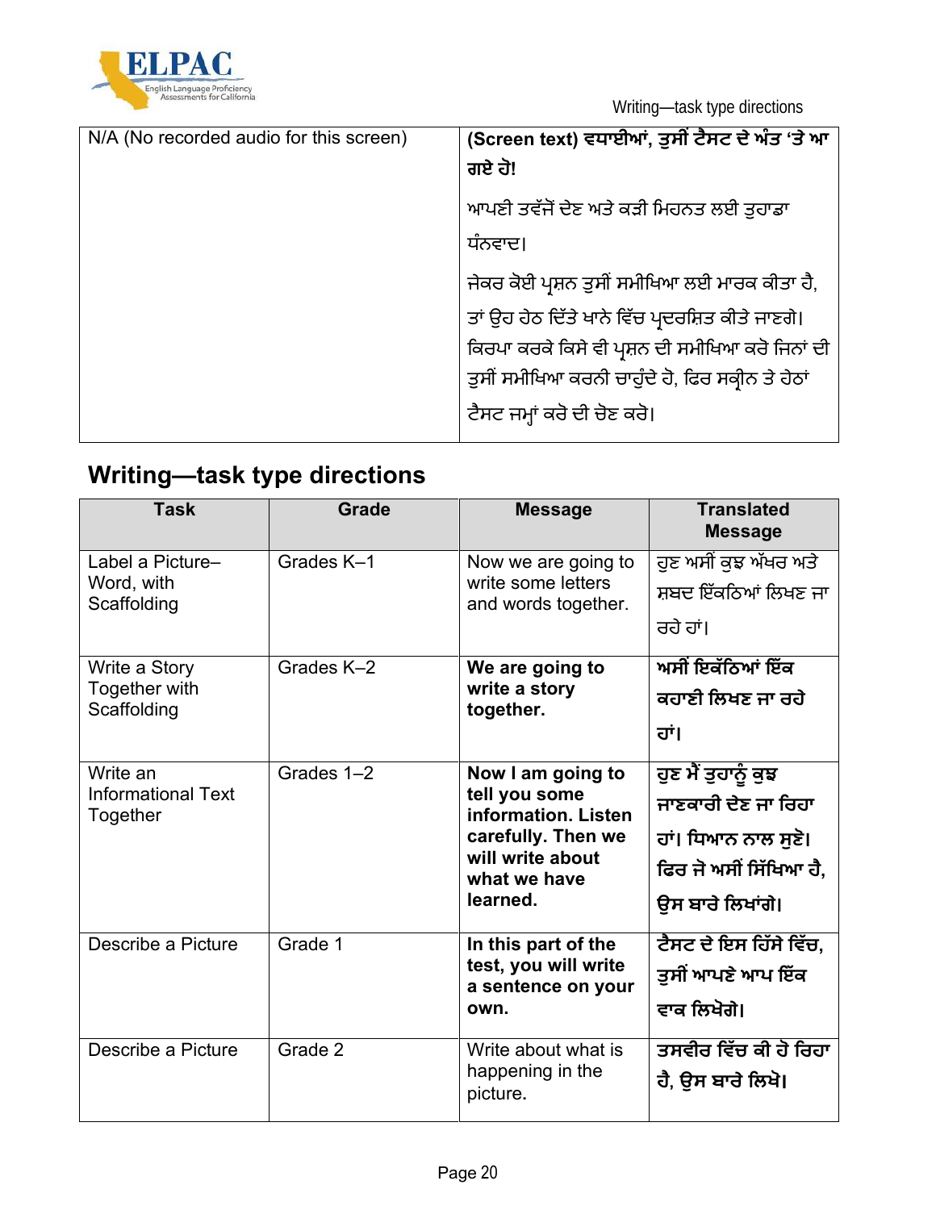| N/A (No recorded audio for this screen) | **(Screen text) ਵਧਾਈਆਂ, ਤੁਸੀਂ ਟੈਸਟ ਦੇ ਅੰਤ 'ਤੇ ਆ ਗਏ ਹੋ!**<br><br>ਆਪਣੀ ਤਵੱਜੋਂ ਦੇਣ ਅਤੇ ਕੜੀ ਮਿਹਨਤ ਲਈ ਤੁਹਾਡਾ ਧੰਨਵਾਦ।<br><br>ਜੇਕਰ ਕੋਈ ਪ੍ਰਸ਼ਨ ਤੁਸੀਂ ਸਮੀਖਿਆ ਲਈ ਮਾਰਕ ਕੀਤਾ ਹੈ, ਤਾਂ ਉਹ ਹੇਠ ਦਿੱਤੇ ਖਾਨੇ ਵਿੱਚ ਪ੍ਰਦਰਸ਼ਿਤ ਕੀਤੇ ਜਾਣਗੇ। ਕਿਰਪਾ ਕਰਕੇ ਕਿਸੇ ਵੀ ਪ੍ਰਸ਼ਨ ਦੀ ਸਮੀਖਿਆ ਕਰੋ ਜਿਨਾਂ ਦੀ ਤੁਸੀਂ ਸਮੀਖਿਆ ਕਰਨੀ ਚਾਹੁੰਦੇ ਹੋ, ਫਿਰ ਸਕ੍ਰੀਨ ਤੇ ਹੇਠਾਂ ਟੈਸਟ ਜਮ੍ਹਾਂ ਕਰੋ ਦੀ ਚੋਣ ਕਰੋ। |
|---|---|

## Writing—task type directions

| Task | Grade | Message | Translated Message |
|---|---|---|---|
| Label a Picture–Word, with Scaffolding | Grades K–1 | Now we are going to write some letters and words together. | ਹੁਣ ਅਸੀਂ ਕੁਝ ਅੱਖਰ ਅਤੇ ਸ਼ਬਦ ਇੱਕਠਿਆਂ ਲਿਖਣ ਜਾ ਰਹੇ ਹਾਂ। |
| Write a Story Together with Scaffolding | Grades K–2 | **We are going to write a story together.** | **ਅਸੀਂ ਇਕੱਠਿਆਂ ਇੱਕ ਕਹਾਣੀ ਲਿਖਣ ਜਾ ਰਹੇ ਹਾਂ।** |
| Write an Informational Text Together | Grades 1–2 | **Now I am going to tell you some information. Listen carefully. Then we will write about what we have learned.** | **ਹੁਣ ਮੈਂ ਤੁਹਾਨੂੰ ਕੁਝ ਜਾਣਕਾਰੀ ਦੇਣ ਜਾ ਰਿਹਾ ਹਾਂ। ਧਿਆਨ ਨਾਲ ਸੁਣੋ। ਫਿਰ ਜੋ ਅਸੀਂ ਸਿੱਖਿਆ ਹੈ, ਉਸ ਬਾਰੇ ਲਿਖਾਂਗੇ।** |
| Describe a Picture | Grade 1 | **In this part of the test, you will write a sentence on your own.** | **ਟੈਸਟ ਦੇ ਇਸ ਹਿੱਸੇ ਵਿੱਚ, ਤੁਸੀਂ ਆਪਣੇ ਆਪ ਇੱਕ ਵਾਕ ਲਿਖੋਗੇ।** |
| Describe a Picture | Grade 2 | Write about what is happening in the picture. | **ਤਸਵੀਰ ਵਿੱਚ ਕੀ ਹੋ ਰਿਹਾ ਹੈ, ਉਸ ਬਾਰੇ ਲਿਖੋ।** |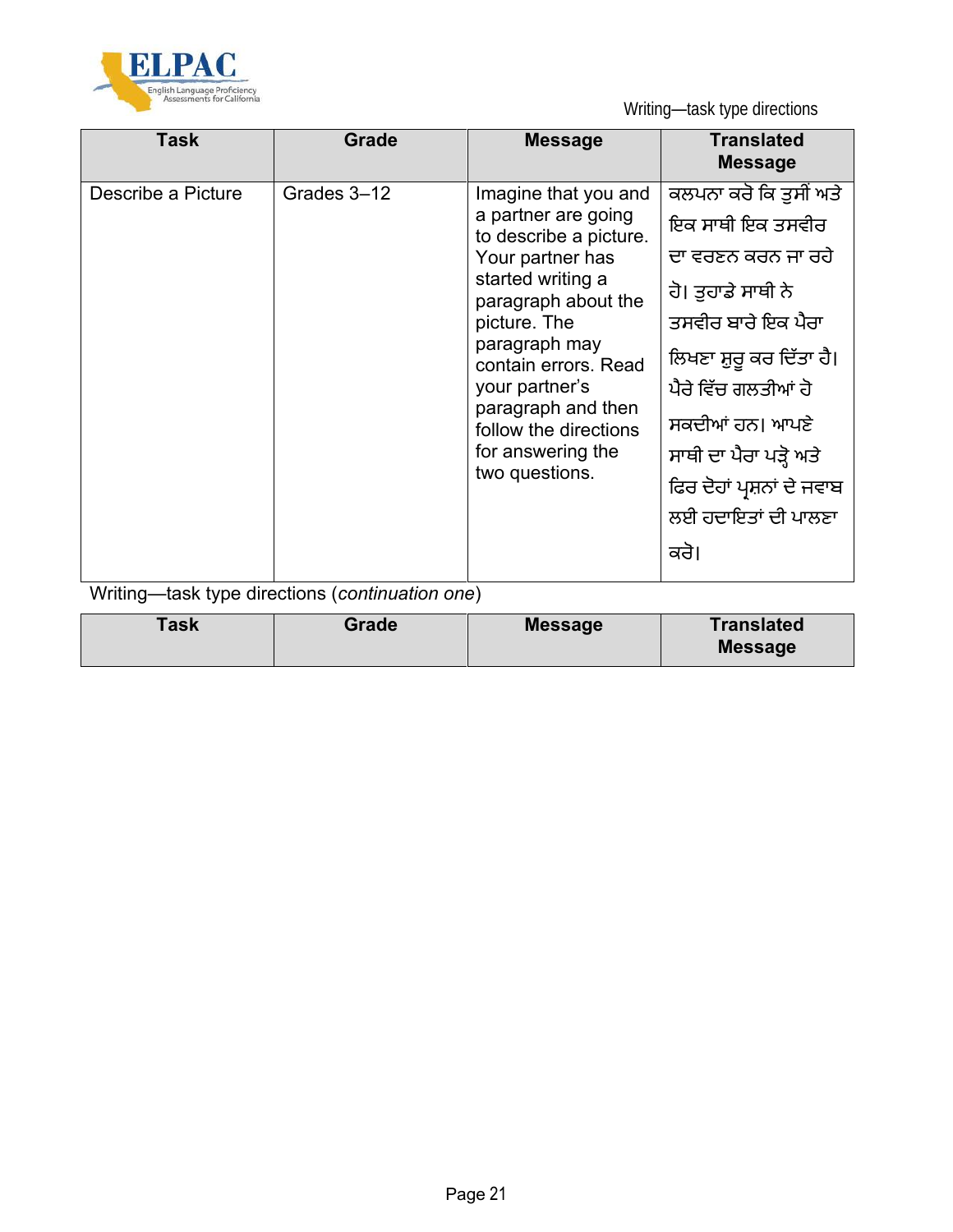Writing—task type directions

| Task | Grade | Message | Translated Message |
|---|---|---|---|
| Describe a Picture | Grades 3–12 | Imagine that you and a partner are going to describe a picture. Your partner has started writing a paragraph about the picture. The paragraph may contain errors. Read your partner's paragraph and then follow the directions for answering the two questions. | ਕਲਪਨਾ ਕਰੋ ਕਿ ਤੁਸੀਂ ਅਤੇ ਇਕ ਸਾਥੀ ਇਕ ਤਸਵੀਰ ਦਾ ਵਰਣਨ ਕਰਨ ਜਾ ਰਹੇ ਹੋ। ਤੁਹਾਡੇ ਸਾਥੀ ਨੇ ਤਸਵੀਰ ਬਾਰੇ ਇਕ ਪੈਰਾ ਲਿਖਣਾ ਸ਼ੁਰੂ ਕਰ ਦਿੱਤਾ ਹੈ। ਪੈਰੇ ਵਿੱਚ ਗਲਤੀਆਂ ਹੋ ਸਕਦੀਆਂ ਹਨ। ਆਪਣੇ ਸਾਥੀ ਦਾ ਪੈਰਾ ਪੜ੍ਹੋ ਅਤੇ ਫਿਰ ਦੋਹਾਂ ਪ੍ਰਸ਼ਨਾਂ ਦੇ ਜਵਾਬ ਲਈ ਹਦਾਇਤਾਂ ਦੀ ਪਾਲਣਾ ਕਰੋ। |

Writing—task type directions (*continuation one*)

| Task | Grade | Message | Translated Message |
|---|---|---|---|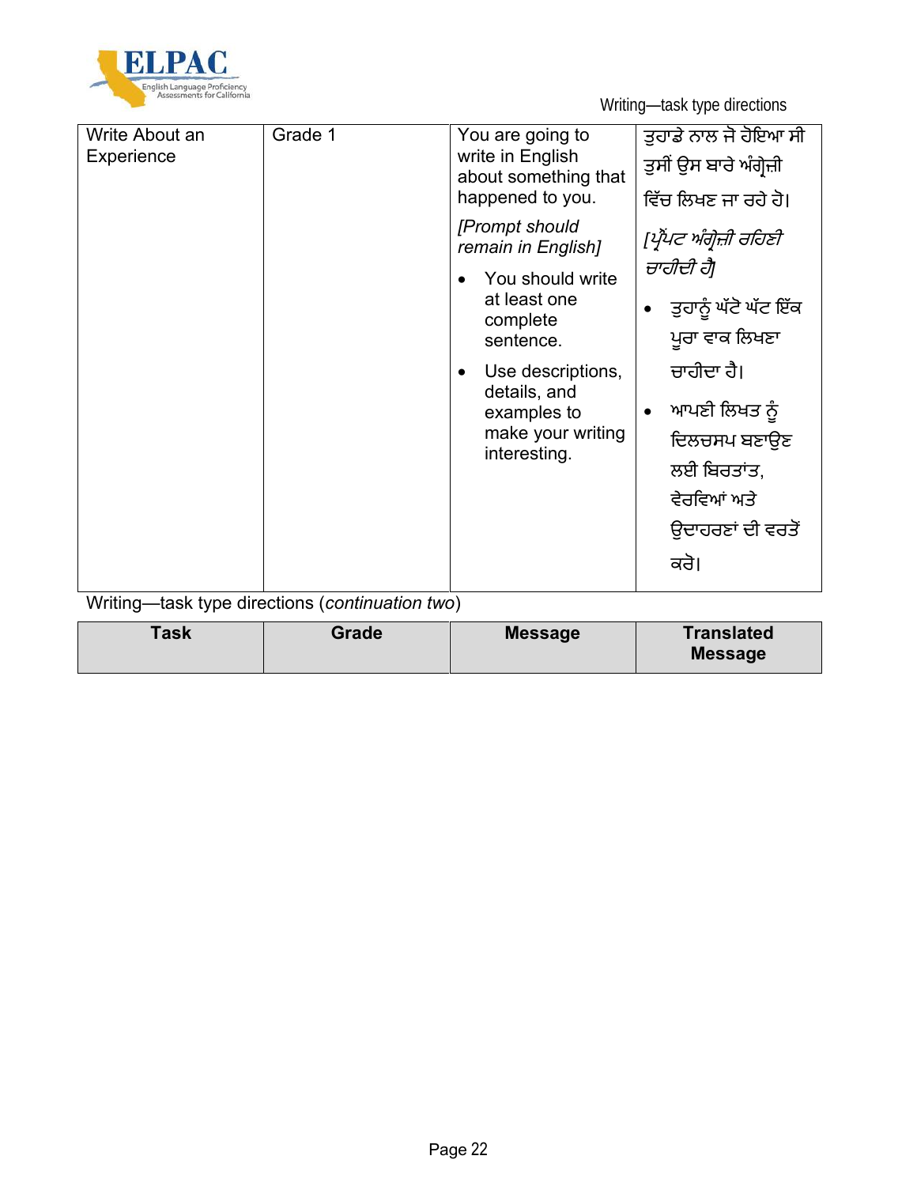| | | | |
|---|---|---|---|
| Write About an Experience | Grade 1 | You are going to write in English about something that happened to you.<br><br>*[Prompt should remain in English]*<br><br>• You should write at least one complete sentence.<br><br>• Use descriptions, details, and examples to make your writing interesting. | ਤੁਹਾਡੇ ਨਾਲ ਜੋ ਹੋਇਆ ਸੀ ਤੁਸੀਂ ਉਸ ਬਾਰੇ ਅੰਗ੍ਰੇਜ਼ੀ ਵਿੱਚ ਲਿਖਣ ਜਾ ਰਹੇ ਹੋ।<br><br>*[ਪ੍ਰੌਂਪਟ ਅੰਗ੍ਰੇਜ਼ੀ ਰਹਿਣੀ ਚਾਹੀਦੀ ਹੈ]*<br><br>• ਤੁਹਾਨੂੰ ਘੱਟੋ ਘੱਟ ਇੱਕ ਪੂਰਾ ਵਾਕ ਲਿਖਣਾ ਚਾਹੀਦਾ ਹੈ।<br><br>• ਆਪਣੀ ਲਿਖਤ ਨੂੰ ਦਿਲਚਸਪ ਬਣਾਉਣ ਲਈ ਬਿਰਤਾਂਤ, ਵੇਰਵਿਆਂ ਅਤੇ ਉਦਾਹਰਣਾਂ ਦੀ ਵਰਤੋਂ ਕਰੋ। |

Writing—task type directions (*continuation two*)

| Task | Grade | Message | Translated Message |
|---|---|---|---|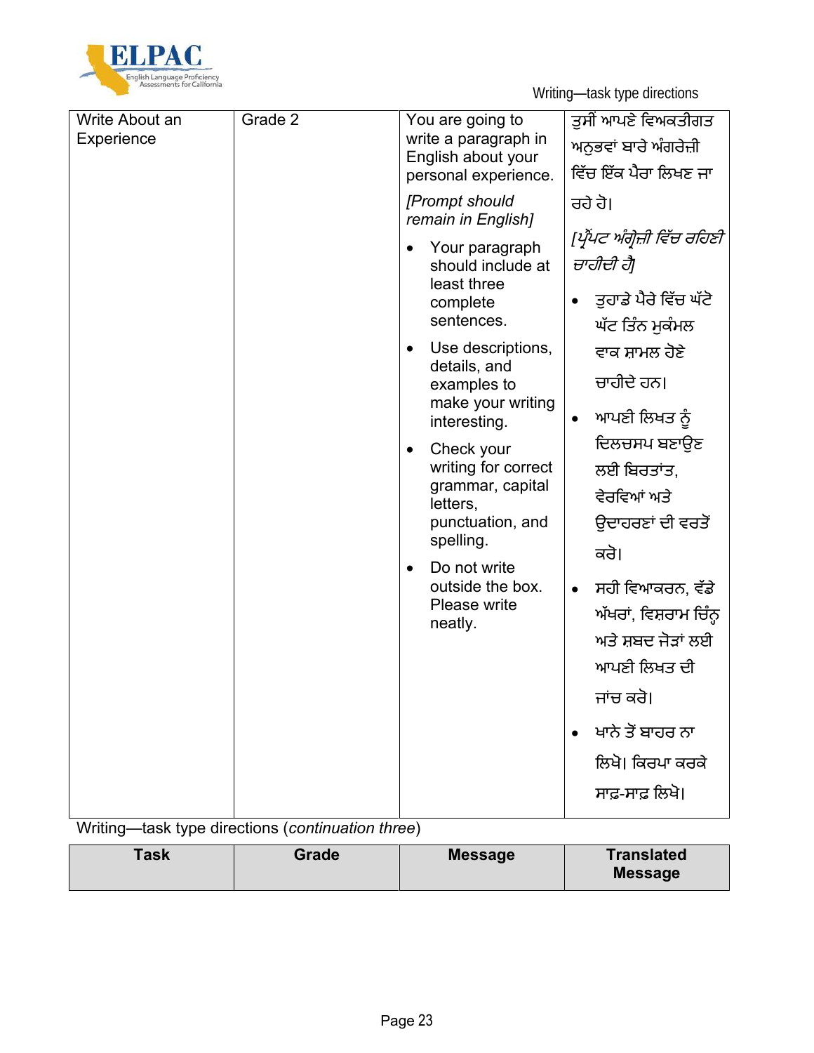| Write About an Experience | Grade 2 | You are going to write a paragraph in English about your personal experience.<br><br>*[Prompt should remain in English]*<br><br>• Your paragraph should include at least three complete sentences.<br>• Use descriptions, details, and examples to make your writing interesting.<br>• Check your writing for correct grammar, capital letters, punctuation, and spelling.<br>• Do not write outside the box. Please write neatly. | ਤੁਸੀਂ ਆਪਣੇ ਵਿਅਕਤੀਗਤ ਅਨੁਭਵਾਂ ਬਾਰੇ ਅੰਗਰੇਜ਼ੀ ਵਿੱਚ ਇੱਕ ਪੈਰਾ ਲਿਖਣ ਜਾ ਰਹੇ ਹੋ।<br><br>*[ਪ੍ਰੌਂਪਟ ਅੰਗ੍ਰੇਜ਼ੀ ਵਿੱਚ ਰਹਿਣੀ ਚਾਹੀਦੀ ਹੈ]*<br><br>• ਤੁਹਾਡੇ ਪੈਰੇ ਵਿੱਚ ਘੱਟੋ ਘੱਟ ਤਿੰਨ ਮੁਕੰਮਲ ਵਾਕ ਸ਼ਾਮਲ ਹੋਣੇ ਚਾਹੀਦੇ ਹਨ।<br>• ਆਪਣੀ ਲਿਖਤ ਨੂੰ ਦਿਲਚਸਪ ਬਣਾਉਣ ਲਈ ਬਿਰਤਾਂਤ, ਵੇਰਵਿਆਂ ਅਤੇ ਉਦਾਹਰਣਾਂ ਦੀ ਵਰਤੋਂ ਕਰੋ।<br>• ਸਹੀ ਵਿਆਕਰਨ, ਵੱਡੇ ਅੱਖਰਾਂ, ਵਿਸ਼ਰਾਮ ਚਿੰਨ੍ਹ ਅਤੇ ਸ਼ਬਦ ਜੋੜਾਂ ਲਈ ਆਪਣੀ ਲਿਖਤ ਦੀ ਜਾਂਚ ਕਰੋ।<br>• ਖਾਨੇ ਤੋਂ ਬਾਹਰ ਨਾ ਲਿਖੋ। ਕਿਰਪਾ ਕਰਕੇ ਸਾਫ਼-ਸਾਫ਼ ਲਿਖੋ। |

Writing—task type directions (*continuation three*)

| Task | Grade | Message | Translated Message |
|---|---|---|---|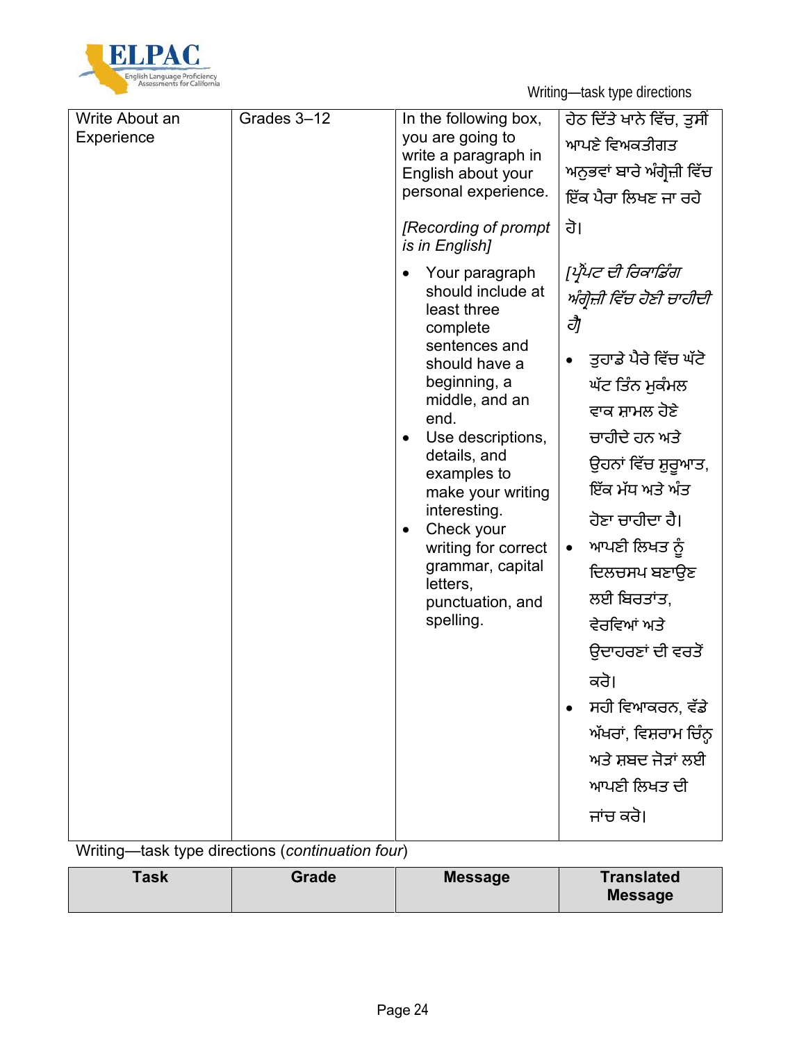| Write About an Experience | Grades 3–12 | In the following box, you are going to write a paragraph in English about your personal experience.<br><br>*[Recording of prompt is in English]*<br><br>• Your paragraph should include at least three complete sentences and should have a beginning, a middle, and an end.<br>• Use descriptions, details, and examples to make your writing interesting.<br>• Check your writing for correct grammar, capital letters, punctuation, and spelling. | ਹੇਠ ਦਿੱਤੇ ਖਾਨੇ ਵਿੱਚ, ਤੁਸੀਂ ਆਪਣੇ ਵਿਅਕਤੀਗਤ ਅਨੁਭਵਾਂ ਬਾਰੇ ਅੰਗ੍ਰੇਜ਼ੀ ਵਿੱਚ ਇੱਕ ਪੈਰਾ ਲਿਖਣ ਜਾ ਰਹੇ ਹੋ।<br><br>*[ਪ੍ਰੌਂਪਟ ਦੀ ਰਿਕਾਰਡਿੰਗ ਅੰਗ੍ਰੇਜ਼ੀ ਵਿੱਚ ਹੋਣੀ ਚਾਹੀਦੀ ਹੈ]*<br><br>• ਤੁਹਾਡੇ ਪੈਰੇ ਵਿੱਚ ਘੱਟੋ ਘੱਟ ਤਿੰਨ ਮੁਕੰਮਲ ਵਾਕ ਸ਼ਾਮਲ ਹੋਣੇ ਚਾਹੀਦੇ ਹਨ ਅਤੇ ਉਹਨਾਂ ਵਿੱਚ ਸ਼ੁਰੂਆਤ, ਇੱਕ ਮੱਧ ਅਤੇ ਅੰਤ ਹੋਣਾ ਚਾਹੀਦਾ ਹੈ।<br>• ਆਪਣੀ ਲਿਖਤ ਨੂੰ ਦਿਲਚਸਪ ਬਣਾਉਣ ਲਈ ਬਿਰਤਾਂਤ, ਵੇਰਵਿਆਂ ਅਤੇ ਉਦਾਹਰਣਾਂ ਦੀ ਵਰਤੋਂ ਕਰੋ।<br>• ਸਹੀ ਵਿਆਕਰਨ, ਵੱਡੇ ਅੱਖਰਾਂ, ਵਿਸ਼ਰਾਮ ਚਿੰਨ੍ਹ ਅਤੇ ਸ਼ਬਦ ਜੋੜਾਂ ਲਈ ਆਪਣੀ ਲਿਖਤ ਦੀ ਜਾਂਚ ਕਰੋ। |
|---|---|---|---|

Writing—task type directions (*continuation four*)

| Task | Grade | Message | Translated Message |
|---|---|---|---|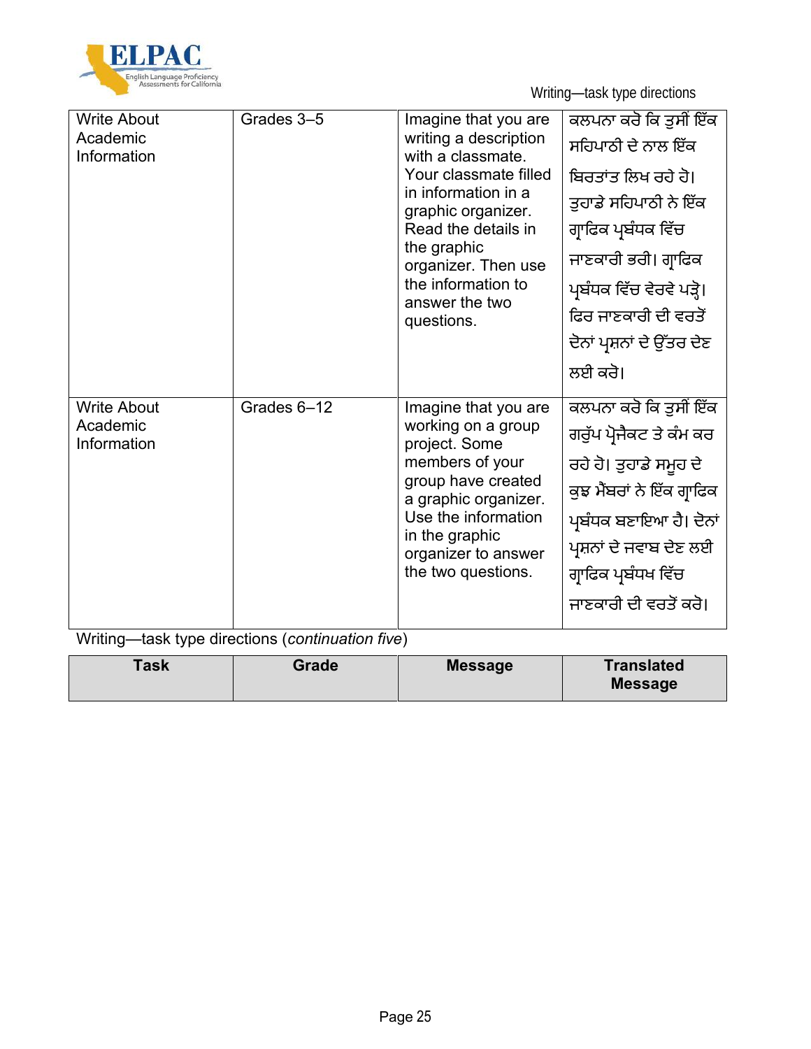| Task | Grade | Message | Translated Message |
|---|---|---|---|
| Write About Academic Information | Grades 3–5 | Imagine that you are writing a description with a classmate. Your classmate filled in information in a graphic organizer. Read the details in the graphic organizer. Then use the information to answer the two questions. | ਕਲਪਨਾ ਕਰੋ ਕਿ ਤੁਸੀਂ ਇੱਕ ਸਹਿਪਾਠੀ ਦੇ ਨਾਲ ਇੱਕ ਬਿਰਤਾਂਤ ਲਿਖ ਰਹੇ ਹੋ। ਤੁਹਾਡੇ ਸਹਿਪਾਠੀ ਨੇ ਇੱਕ ਗ੍ਰਾਫਿਕ ਪ੍ਰਬੰਧਕ ਵਿੱਚ ਜਾਣਕਾਰੀ ਭਰੀ। ਗ੍ਰਾਫਿਕ ਪ੍ਰਬੰਧਕ ਵਿੱਚ ਵੇਰਵੇ ਪੜ੍ਹੋ। ਫਿਰ ਜਾਣਕਾਰੀ ਦੀ ਵਰਤੋਂ ਦੋਨਾਂ ਪ੍ਰਸ਼ਨਾਂ ਦੇ ਉੱਤਰ ਦੇਣ ਲਈ ਕਰੋ। |
| Write About Academic Information | Grades 6–12 | Imagine that you are working on a group project. Some members of your group have created a graphic organizer. Use the information in the graphic organizer to answer the two questions. | ਕਲਪਨਾ ਕਰੋ ਕਿ ਤੁਸੀਂ ਇੱਕ ਗਰੁੱਪ ਪ੍ਰੋਜੈਕਟ ਤੇ ਕੰਮ ਕਰ ਰਹੇ ਹੋ। ਤੁਹਾਡੇ ਸਮੂਹ ਦੇ ਕੁਝ ਮੈਂਬਰਾਂ ਨੇ ਇੱਕ ਗ੍ਰਾਫਿਕ ਪ੍ਰਬੰਧਕ ਬਣਾਇਆ ਹੈ। ਦੋਨਾਂ ਪ੍ਰਸ਼ਨਾਂ ਦੇ ਜਵਾਬ ਦੇਣ ਲਈ ਗ੍ਰਾਫਿਕ ਪ੍ਰਬੰਧਖ ਵਿੱਚ ਜਾਣਕਾਰੀ ਦੀ ਵਰਤੋਂ ਕਰੋ। |

Writing—task type directions (*continuation five*)

| Task | Grade | Message | Translated Message |
|---|---|---|---|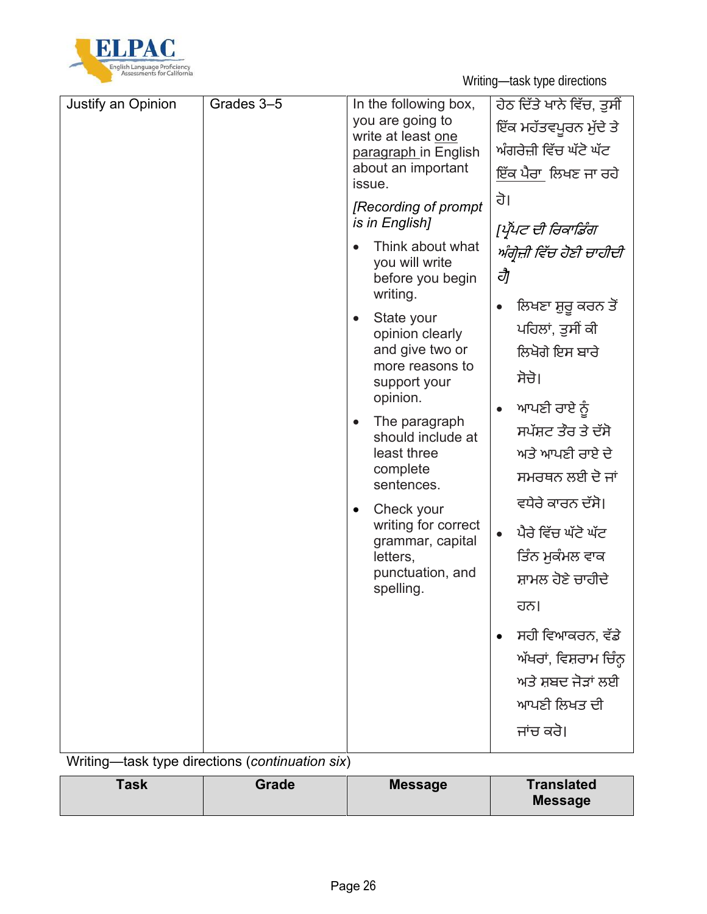Writing—task type directions

| Justify an Opinion | Grades 3–5 | In the following box, you are going to write at least one paragraph in English about an important issue.<br>*[Recording of prompt is in English]*<br>• Think about what you will write before you begin writing.<br>• State your opinion clearly and give two or more reasons to support your opinion.<br>• The paragraph should include at least three complete sentences.<br>• Check your writing for correct grammar, capital letters, punctuation, and spelling. | ਹੇਠ ਦਿੱਤੇ ਖਾਨੇ ਵਿੱਚ, ਤੁਸੀਂ ਇੱਕ ਮਹੱਤਵਪੂਰਨ ਮੁੱਦੇ ਤੇ ਅੰਗਰੇਜ਼ੀ ਵਿੱਚ ਘੱਟੋ ਘੱਟ ਇੱਕ ਪੈਰਾ ਲਿਖਣ ਜਾ ਰਹੇ ਹੋ।<br>*[ਪ੍ਰੋਂਪਟ ਦੀ ਰਿਕਾਰਡਿੰਗ ਅੰਗ੍ਰੇਜ਼ੀ ਵਿੱਚ ਹੋਣੀ ਚਾਹੀਦੀ ਹੈ]*<br>• ਲਿਖਣਾ ਸ਼ੁਰੂ ਕਰਨ ਤੋਂ ਪਹਿਲਾਂ, ਤੁਸੀਂ ਕੀ ਲਿਖੋਗੇ ਇਸ ਬਾਰੇ ਸੋਚੋ।<br>• ਆਪਣੀ ਰਾਏ ਨੂੰ ਸਪੱਸ਼ਟ ਤੌਰ ਤੇ ਦੱਸੋ ਅਤੇ ਆਪਣੀ ਰਾਏ ਦੇ ਸਮਰਥਨ ਲਈ ਦੋ ਜਾਂ ਵਧੇਰੇ ਕਾਰਨ ਦੱਸੋ।<br>• ਪੈਰੇ ਵਿੱਚ ਘੱਟੋ ਘੱਟ ਤਿੰਨ ਮੁਕੰਮਲ ਵਾਕ ਸ਼ਾਮਲ ਹੋਣੇ ਚਾਹੀਦੇ ਹਨ।<br>• ਸਹੀ ਵਿਆਕਰਨ, ਵੱਡੇ ਅੱਖਰਾਂ, ਵਿਸ਼ਰਾਮ ਚਿੰਨ੍ਹ ਅਤੇ ਸ਼ਬਦ ਜੋੜਾਂ ਲਈ ਆਪਣੀ ਲਿਖਤ ਦੀ ਜਾਂਚ ਕਰੋ। |
|---|---|---|---|

Writing—task type directions (*continuation six*)

| Task | Grade | Message | Translated Message |
|---|---|---|---|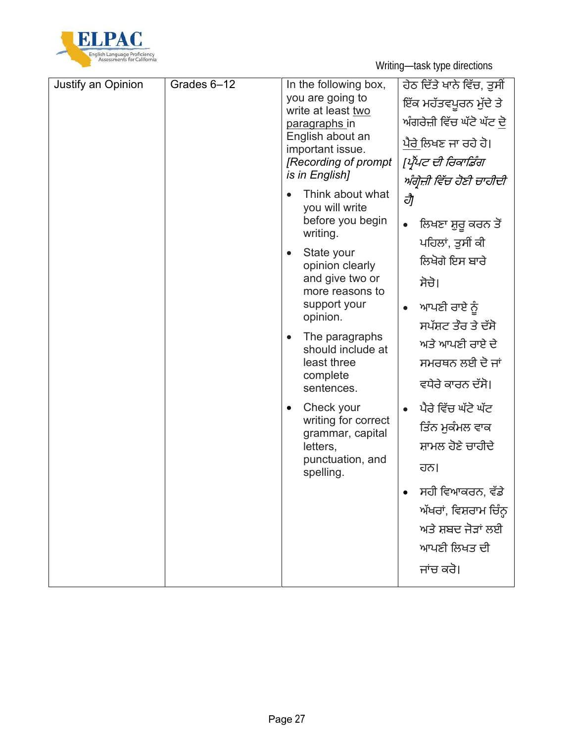Writing—task type directions

| | | | |
|---|---|---|---|
| Justify an Opinion | Grades 6–12 | In the following box, you are going to write at least <u>two paragraphs</u> in English about an important issue. *[Recording of prompt is in English]*<br><br>• Think about what you will write before you begin writing.<br>• State your opinion clearly and give two or more reasons to support your opinion.<br>• The paragraphs should include at least three complete sentences.<br>• Check your writing for correct grammar, capital letters, punctuation, and spelling. | ਹੇਠ ਦਿੱਤੇ ਖਾਨੇ ਵਿੱਚ, ਤੁਸੀਂ ਇੱਕ ਮਹੱਤਵਪੂਰਨ ਮੁੱਦੇ ਤੇ ਅੰਗਰੇਜ਼ੀ ਵਿੱਚ ਘੱਟੋ ਘੱਟ <u>ਦੋ ਪੈਰੇ</u> ਲਿਖਣ ਜਾ ਰਹੇ ਹੋ। *[ਪ੍ਰੋਂਪਟ ਦੀ ਰਿਕਾਡਿੰਗ ਅੰਗ੍ਰੇਜ਼ੀ ਵਿੱਚ ਹੋਣੀ ਚਾਹੀਦੀ ਹੈ]*<br><br>• ਲਿਖਣਾ ਸ਼ੁਰੂ ਕਰਨ ਤੋਂ ਪਹਿਲਾਂ, ਤੁਸੀਂ ਕੀ ਲਿਖੋਗੇ ਇਸ ਬਾਰੇ ਸੋਚੋ।<br>• ਆਪਣੀ ਰਾਏ ਨੂੰ ਸਪੱਸ਼ਟ ਤੌਰ ਤੇ ਦੱਸੋ ਅਤੇ ਆਪਣੀ ਰਾਏ ਦੇ ਸਮਰਥਨ ਲਈ ਦੋ ਜਾਂ ਵਧੇਰੇ ਕਾਰਨ ਦੱਸੋ।<br>• ਪੈਰੇ ਵਿੱਚ ਘੱਟੋ ਘੱਟ ਤਿੰਨ ਮੁਕੰਮਲ ਵਾਕ ਸ਼ਾਮਲ ਹੋਣੇ ਚਾਹੀਦੇ ਹਨ।<br>• ਸਹੀ ਵਿਆਕਰਨ, ਵੱਡੇ ਅੱਖਰਾਂ, ਵਿਸ਼ਰਾਮ ਚਿੰਨ੍ਹ ਅਤੇ ਸ਼ਬਦ ਜੋੜਾਂ ਲਈ ਆਪਣੀ ਲਿਖਤ ਦੀ ਜਾਂਚ ਕਰੋ। |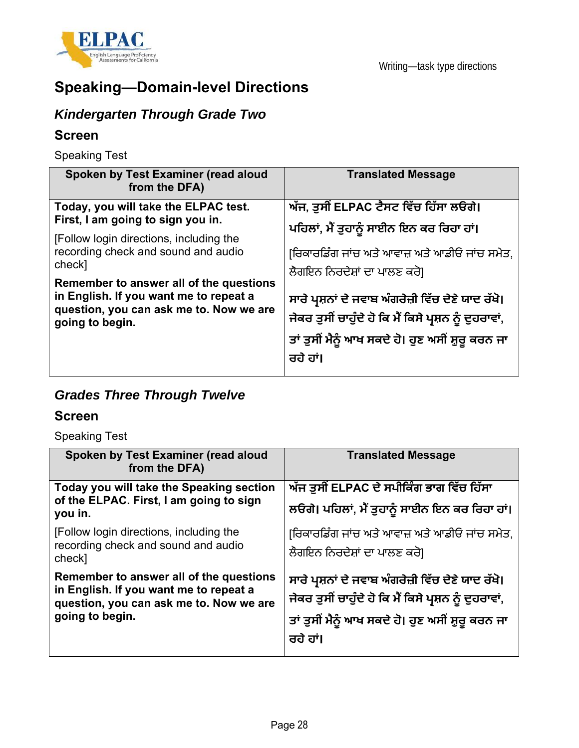## Speaking—Domain-level Directions

### *Kindergarten Through Grade Two*

#### Screen

Speaking Test

| Spoken by Test Examiner (read aloud from the DFA) | Translated Message |
|---|---|
| **Today, you will take the ELPAC test. First, I am going to sign you in.** | **ਅੱਜ, ਤੁਸੀਂ ELPAC ਟੈਸਟ ਵਿੱਚ ਹਿੱਸਾ ਲਓਗੇ। ਪਹਿਲਾਂ, ਮੈਂ ਤੁਹਾਨੂੰ ਸਾਈਨ ਇਨ ਕਰ ਰਿਹਾ ਹਾਂ।** |
| [Follow login directions, including the recording check and sound and audio check] | [ਰਿਕਾਰਡਿੰਗ ਜਾਂਚ ਅਤੇ ਆਵਾਜ਼ ਅਤੇ ਆਡੀਓ ਜਾਂਚ ਸਮੇਤ, ਲੌਗਇਨ ਨਿਰਦੇਸ਼ਾਂ ਦਾ ਪਾਲਣ ਕਰੋ] |
| **Remember to answer all of the questions in English. If you want me to repeat a question, you can ask me to. Now we are going to begin.** | **ਸਾਰੇ ਪ੍ਰਸ਼ਨਾਂ ਦੇ ਜਵਾਬ ਅੰਗਰੇਜ਼ੀ ਵਿੱਚ ਦੇਣੇ ਯਾਦ ਰੱਖੋ। ਜੇਕਰ ਤੁਸੀਂ ਚਾਹੁੰਦੇ ਹੋ ਕਿ ਮੈਂ ਕਿਸੇ ਪ੍ਰਸ਼ਨ ਨੂੰ ਦੁਹਰਾਵਾਂ, ਤਾਂ ਤੁਸੀਂ ਮੈਨੂੰ ਆਖ ਸਕਦੇ ਹੋ। ਹੁਣ ਅਸੀਂ ਸ਼ੁਰੂ ਕਰਨ ਜਾ ਰਹੇ ਹਾਂ।** |

### *Grades Three Through Twelve*

#### Screen

Speaking Test

| Spoken by Test Examiner (read aloud from the DFA) | Translated Message |
|---|---|
| **Today you will take the Speaking section of the ELPAC. First, I am going to sign you in.** | **ਅੱਜ ਤੁਸੀਂ ELPAC ਦੇ ਸਪੀਕਿੰਗ ਭਾਗ ਵਿੱਚ ਹਿੱਸਾ ਲਓਗੇ। ਪਹਿਲਾਂ, ਮੈਂ ਤੁਹਾਨੂੰ ਸਾਈਨ ਇਨ ਕਰ ਰਿਹਾ ਹਾਂ।** |
| [Follow login directions, including the recording check and sound and audio check] | [ਰਿਕਾਰਡਿੰਗ ਜਾਂਚ ਅਤੇ ਆਵਾਜ਼ ਅਤੇ ਆਡੀਓ ਜਾਂਚ ਸਮੇਤ, ਲੌਗਇਨ ਨਿਰਦੇਸ਼ਾਂ ਦਾ ਪਾਲਣ ਕਰੋ] |
| **Remember to answer all of the questions in English. If you want me to repeat a question, you can ask me to. Now we are going to begin.** | **ਸਾਰੇ ਪ੍ਰਸ਼ਨਾਂ ਦੇ ਜਵਾਬ ਅੰਗਰੇਜ਼ੀ ਵਿੱਚ ਦੇਣੇ ਯਾਦ ਰੱਖੋ। ਜੇਕਰ ਤੁਸੀਂ ਚਾਹੁੰਦੇ ਹੋ ਕਿ ਮੈਂ ਕਿਸੇ ਪ੍ਰਸ਼ਨ ਨੂੰ ਦੁਹਰਾਵਾਂ, ਤਾਂ ਤੁਸੀਂ ਮੈਨੂੰ ਆਖ ਸਕਦੇ ਹੋ। ਹੁਣ ਅਸੀਂ ਸ਼ੁਰੂ ਕਰਨ ਜਾ ਰਹੇ ਹਾਂ।** |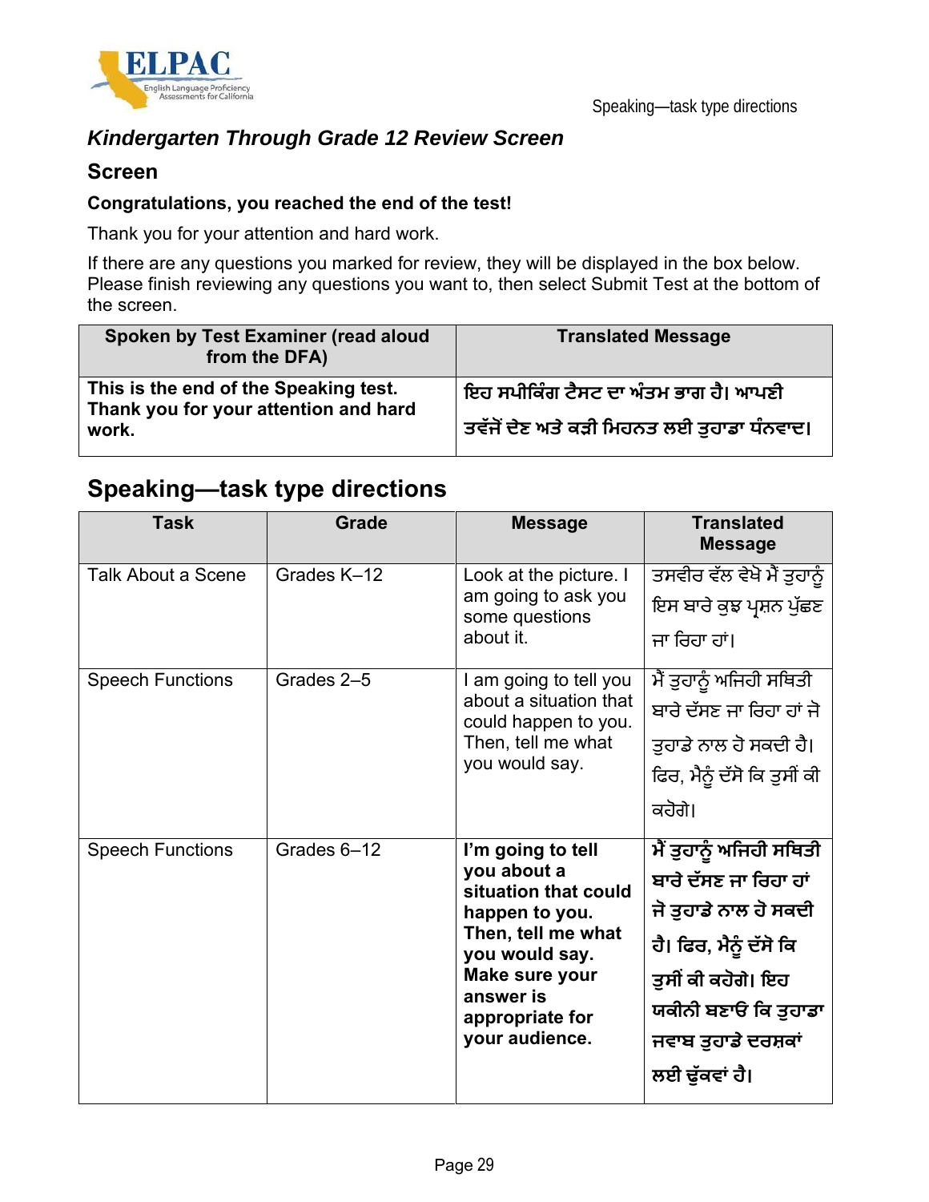*Kindergarten Through Grade 12 Review Screen*

### Screen

**Congratulations, you reached the end of the test!**

Thank you for your attention and hard work.

If there are any questions you marked for review, they will be displayed in the box below. Please finish reviewing any questions you want to, then select Submit Test at the bottom of the screen.

| Spoken by Test Examiner (read aloud from the DFA) | Translated Message |
|---|---|
| **This is the end of the Speaking test. Thank you for your attention and hard work.** | **ਇਹ ਸਪੀਕਿੰਗ ਟੈਸਟ ਦਾ ਅੰਤਮ ਭਾਗ ਹੈ। ਆਪਣੀ ਤਵੱਜੋਂ ਦੇਣ ਅਤੇ ਕੜੀ ਮਿਹਨਤ ਲਈ ਤੁਹਾਡਾ ਧੰਨਵਾਦ।** |

## Speaking—task type directions

| Task | Grade | Message | Translated Message |
|---|---|---|---|
| Talk About a Scene | Grades K–12 | Look at the picture. I am going to ask you some questions about it. | ਤਸਵੀਰ ਵੱਲ ਵੇਖੋ ਮੈਂ ਤੁਹਾਨੂੰ ਇਸ ਬਾਰੇ ਕੁਝ ਪ੍ਰਸ਼ਨ ਪੁੱਛਣ ਜਾ ਰਿਹਾ ਹਾਂ। |
| Speech Functions | Grades 2–5 | I am going to tell you about a situation that could happen to you. Then, tell me what you would say. | ਮੈਂ ਤੁਹਾਨੂੰ ਅਜਿਹੀ ਸਥਿਤੀ ਬਾਰੇ ਦੱਸਣ ਜਾ ਰਿਹਾ ਹਾਂ ਜੋ ਤੁਹਾਡੇ ਨਾਲ ਹੋ ਸਕਦੀ ਹੈ। ਫਿਰ, ਮੈਨੂੰ ਦੱਸੋ ਕਿ ਤੁਸੀਂ ਕੀ ਕਹੋਗੇ। |
| Speech Functions | Grades 6–12 | **I'm going to tell you about a situation that could happen to you. Then, tell me what you would say. Make sure your answer is appropriate for your audience.** | **ਮੈਂ ਤੁਹਾਨੂੰ ਅਜਿਹੀ ਸਥਿਤੀ ਬਾਰੇ ਦੱਸਣ ਜਾ ਰਿਹਾ ਹਾਂ ਜੋ ਤੁਹਾਡੇ ਨਾਲ ਹੋ ਸਕਦੀ ਹੈ। ਫਿਰ, ਮੈਨੂੰ ਦੱਸੋ ਕਿ ਤੁਸੀਂ ਕੀ ਕਹੋਗੇ। ਇਹ ਯਕੀਨੀ ਬਣਾਓ ਕਿ ਤੁਹਾਡਾ ਜਵਾਬ ਤੁਹਾਡੇ ਦਰਸ਼ਕਾਂ ਲਈ ਢੁੱਕਵਾਂ ਹੈ।** |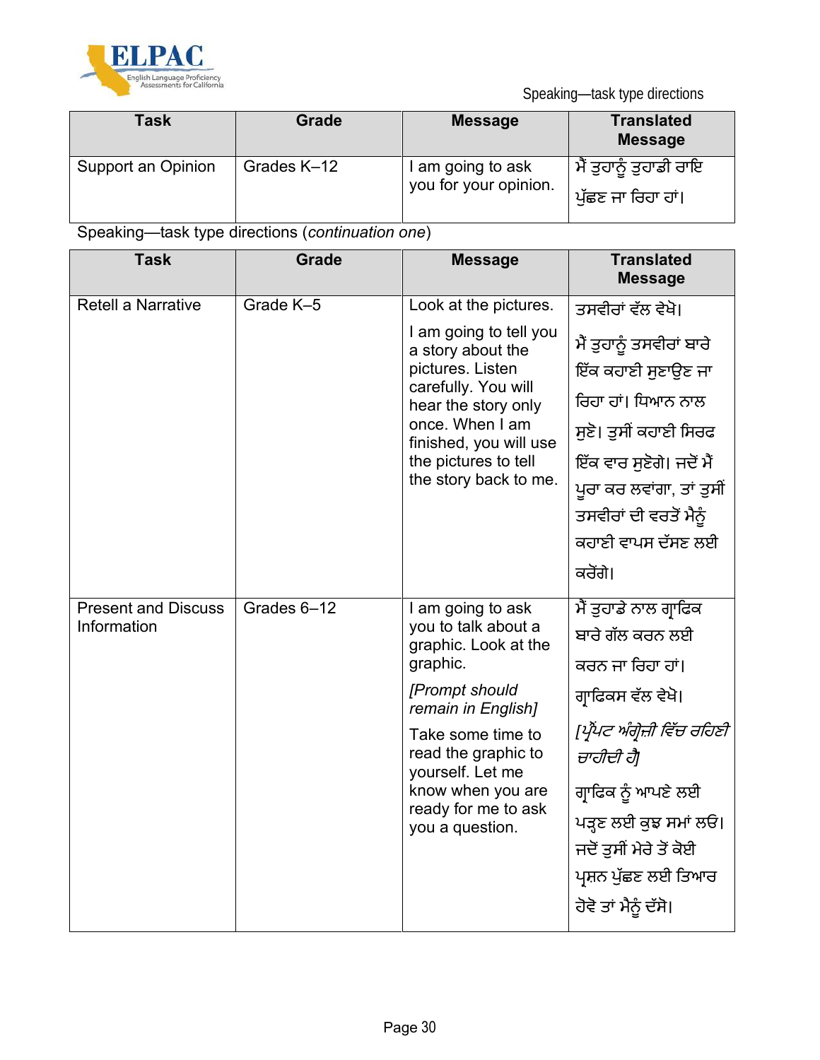Speaking—task type directions

| Task | Grade | Message | Translated Message |
| --- | --- | --- | --- |
| Support an Opinion | Grades K–12 | I am going to ask you for your opinion. | ਮੈਂ ਤੁਹਾਨੂੰ ਤੁਹਾਡੀ ਰਾਇ ਪੁੱਛਣ ਜਾ ਰਿਹਾ ਹਾਂ। |

Speaking—task type directions (*continuation one*)

| Task | Grade | Message | Translated Message |
| --- | --- | --- | --- |
| Retell a Narrative | Grade K–5 | Look at the pictures.<br><br>I am going to tell you a story about the pictures. Listen carefully. You will hear the story only once. When I am finished, you will use the pictures to tell the story back to me. | ਤਸਵੀਰਾਂ ਵੱਲ ਵੇਖੋ।<br><br>ਮੈਂ ਤੁਹਾਨੂੰ ਤਸਵੀਰਾਂ ਬਾਰੇ ਇੱਕ ਕਹਾਣੀ ਸੁਣਾਉਣ ਜਾ ਰਿਹਾ ਹਾਂ। ਧਿਆਨ ਨਾਲ ਸੁਣੋ। ਤੁਸੀਂ ਕਹਾਣੀ ਸਿਰਫ ਇੱਕ ਵਾਰ ਸੁਣੋਗੇ। ਜਦੋਂ ਮੈਂ ਪੂਰਾ ਕਰ ਲਵਾਂਗਾ, ਤਾਂ ਤੁਸੀਂ ਤਸਵੀਰਾਂ ਦੀ ਵਰਤੋਂ ਮੈਨੂੰ ਕਹਾਣੀ ਵਾਪਸ ਦੱਸਣ ਲਈ ਕਰੋਗੇ। |
| Present and Discuss Information | Grades 6–12 | I am going to ask you to talk about a graphic. Look at the graphic.<br><br>*[Prompt should remain in English]*<br><br>Take some time to read the graphic to yourself. Let me know when you are ready for me to ask you a question. | ਮੈਂ ਤੁਹਾਡੇ ਨਾਲ ਗ੍ਰਾਫਿਕ ਬਾਰੇ ਗੱਲ ਕਰਨ ਲਈ ਕਰਨ ਜਾ ਰਿਹਾ ਹਾਂ।<br><br>ਗ੍ਰਾਫਿਕਸ ਵੱਲ ਵੇਖੋ।<br><br>*[ਪ੍ਰੌਂਪਟ ਅੰਗ੍ਰੇਜ਼ੀ ਵਿੱਚ ਰਹਿਣੀ ਚਾਹੀਦੀ ਹੈ]*<br><br>ਗ੍ਰਾਫਿਕ ਨੂੰ ਆਪਣੇ ਲਈ ਪੜ੍ਹਣ ਲਈ ਕੁਝ ਸਮਾਂ ਲਓ। ਜਦੋਂ ਤੁਸੀਂ ਮੇਰੇ ਤੋਂ ਕੋਈ ਪ੍ਰਸ਼ਨ ਪੁੱਛਣ ਲਈ ਤਿਆਰ ਹੋਵੋ ਤਾਂ ਮੈਨੂੰ ਦੱਸੋ। |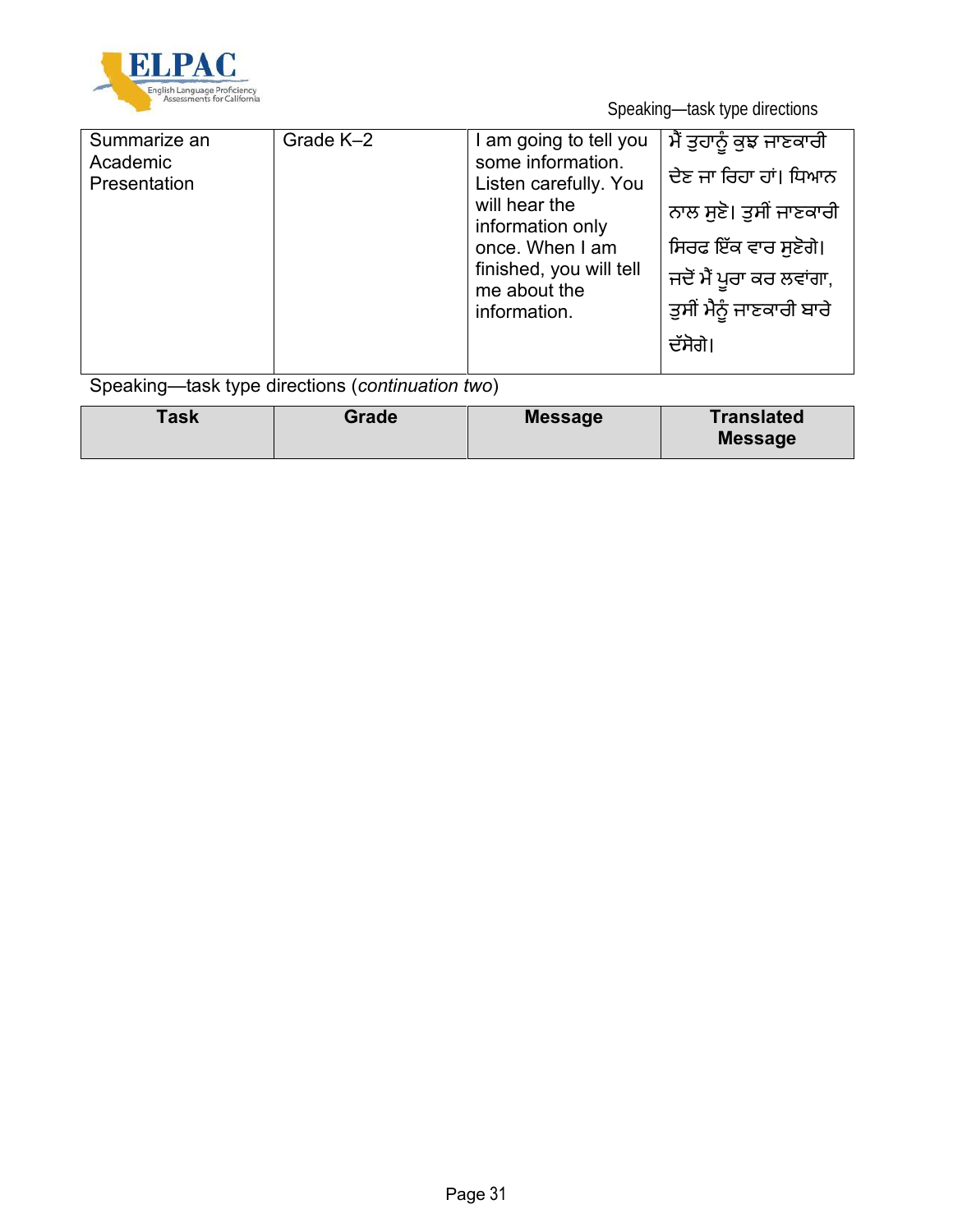| Summarize an Academic Presentation | Grade K–2 | I am going to tell you some information. Listen carefully. You will hear the information only once. When I am finished, you will tell me about the information. | ਮੈਂ ਤੁਹਾਨੂੰ ਕੁਝ ਜਾਣਕਾਰੀ ਦੇਣ ਜਾ ਰਿਹਾ ਹਾਂ। ਧਿਆਨ ਨਾਲ ਸੁਣੋ। ਤੁਸੀਂ ਜਾਣਕਾਰੀ ਸਿਰਫ ਇੱਕ ਵਾਰ ਸੁਣੋਗੇ। ਜਦੋਂ ਮੈਂ ਪੂਰਾ ਕਰ ਲਵਾਂਗਾ, ਤੁਸੀਂ ਮੈਨੂੰ ਜਾਣਕਾਰੀ ਬਾਰੇ ਦੱਸੋਗੇ। |
|---|---|---|---|

Speaking—task type directions (*continuation two*)

| Task | Grade | Message | Translated Message |
|---|---|---|---|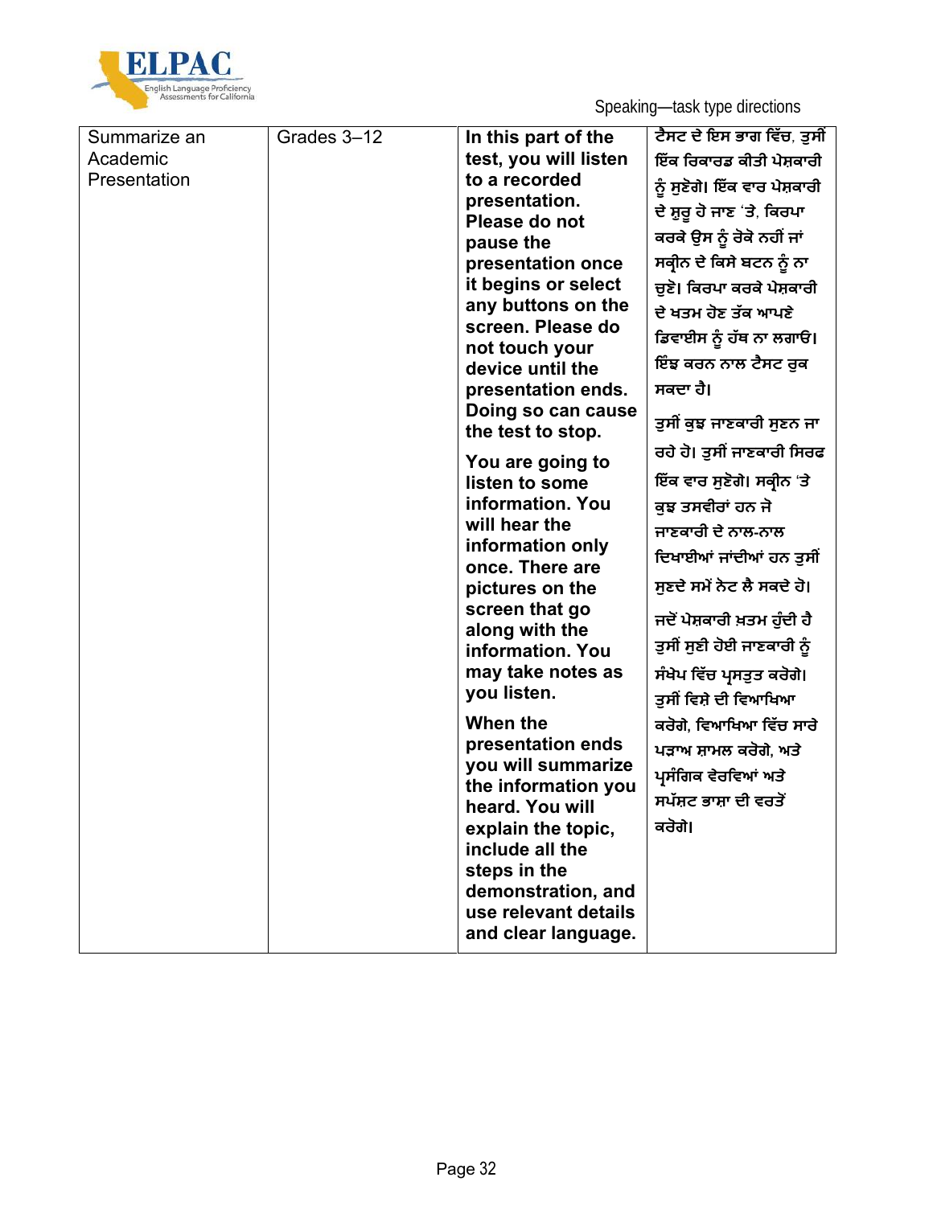Speaking—task type directions

| | | | |
|---|---|---|---|
| Summarize an Academic Presentation | Grades 3–12 | **In this part of the test, you will listen to a recorded presentation. Please do not pause the presentation once it begins or select any buttons on the screen. Please do not touch your device until the presentation ends. Doing so can cause the test to stop.**<br><br>**You are going to listen to some information. You will hear the information only once. There are pictures on the screen that go along with the information. You may take notes as you listen.**<br><br>**When the presentation ends you will summarize the information you heard. You will explain the topic, include all the steps in the demonstration, and use relevant details and clear language.** | **ਟੈਸਟ ਦੇ ਇਸ ਭਾਗ ਵਿੱਚ, ਤੁਸੀਂ ਇੱਕ ਰਿਕਾਰਡ ਕੀਤੀ ਪੇਸ਼ਕਾਰੀ ਨੂੰ ਸੁਣੋਗੇ। ਇੱਕ ਵਾਰ ਪੇਸ਼ਕਾਰੀ ਦੇ ਸ਼ੁਰੂ ਹੋ ਜਾਣ 'ਤੇ, ਕਿਰਪਾ ਕਰਕੇ ਉਸ ਨੂੰ ਰੋਕੋ ਨਹੀਂ ਜਾਂ ਸਕ੍ਰੀਨ ਦੇ ਕਿਸੇ ਬਟਨ ਨੂੰ ਨਾ ਚੁਣੋ। ਕਿਰਪਾ ਕਰਕੇ ਪੇਸ਼ਕਾਰੀ ਦੇ ਖਤਮ ਹੋਣ ਤੱਕ ਆਪਣੇ ਡਿਵਾਈਸ ਨੂੰ ਹੱਥ ਨਾ ਲਗਾਓ। ਇੰਝ ਕਰਨ ਨਾਲ ਟੈਸਟ ਰੁਕ ਸਕਦਾ ਹੈ।**<br><br>**ਤੁਸੀਂ ਕੁਝ ਜਾਣਕਾਰੀ ਸੁਣਨ ਜਾ ਰਹੇ ਹੋ। ਤੁਸੀਂ ਜਾਣਕਾਰੀ ਸਿਰਫ ਇੱਕ ਵਾਰ ਸੁਣੋਗੇ। ਸਕ੍ਰੀਨ 'ਤੇ ਕੁਝ ਤਸਵੀਰਾਂ ਹਨ ਜੋ ਜਾਣਕਾਰੀ ਦੇ ਨਾਲ-ਨਾਲ ਦਿਖਾਈਆਂ ਜਾਂਦੀਆਂ ਹਨ ਤੁਸੀਂ ਸੁਣਦੇ ਸਮੇਂ ਨੋਟ ਲੈ ਸਕਦੇ ਹੋ।**<br><br>**ਜਦੋਂ ਪੇਸ਼ਕਾਰੀ ਖ਼ਤਮ ਹੁੰਦੀ ਹੈ ਤੁਸੀਂ ਸੁਣੀ ਹੋਈ ਜਾਣਕਾਰੀ ਨੂੰ ਸੰਖੇਪ ਵਿੱਚ ਪ੍ਰਸਤੁਤ ਕਰੋਗੇ। ਤੁਸੀਂ ਵਿਸ਼ੇ ਦੀ ਵਿਆਖਿਆ ਕਰੋਗੇ, ਵਿਆਖਿਆ ਵਿੱਚ ਸਾਰੇ ਪੜਾਅ ਸ਼ਾਮਲ ਕਰੋਗੇ, ਅਤੇ ਪ੍ਰਸੰਗਿਕ ਵੇਰਵਿਆਂ ਅਤੇ ਸਪੱਸ਼ਟ ਭਾਸ਼ਾ ਦੀ ਵਰਤੋਂ ਕਰੋਗੇ।** |